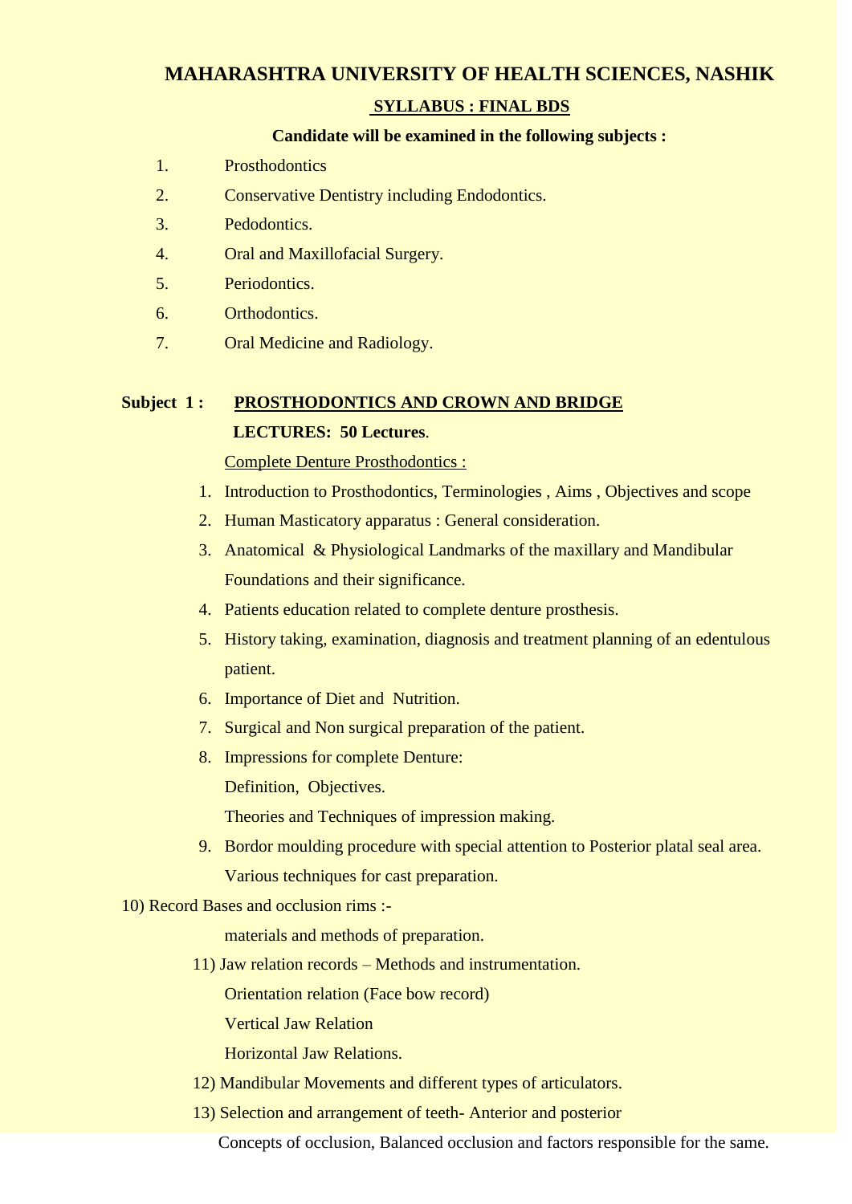# MAHARASHTRA UNIVERSITY OF HEALTH SCIENCES, NASHIK

## SYLLABUS : FINAL BDS

**Candidate will be examined in the following subjects :**

1. Prosthodontics
2. Conservative Dentistry including Endodontics.
3. Pedodontics.
4. Oral and Maxillofacial Surgery.
5. Periodontics.
6. Orthodontics.
7. Oral Medicine and Radiology.

**Subject 1 : PROSTHODONTICS AND CROWN AND BRIDGE**

**LECTURES: 50 Lectures**.

Complete Denture Prosthodontics :

1. Introduction to Prosthodontics, Terminologies , Aims , Objectives and scope
2. Human Masticatory apparatus : General consideration.
3. Anatomical & Physiological Landmarks of the maxillary and Mandibular Foundations and their significance.
4. Patients education related to complete denture prosthesis.
5. History taking, examination, diagnosis and treatment planning of an edentulous patient.
6. Importance of Diet and Nutrition.
7. Surgical and Non surgical preparation of the patient.
8. Impressions for complete Denture:
   Definition, Objectives.
   Theories and Techniques of impression making.
9. Bordor moulding procedure with special attention to Posterior platal seal area.
   Various techniques for cast preparation.

10) Record Bases and occlusion rims :-
    materials and methods of preparation.

11) Jaw relation records – Methods and instrumentation.
    Orientation relation (Face bow record)
    Vertical Jaw Relation
    Horizontal Jaw Relations.

12) Mandibular Movements and different types of articulators.

13) Selection and arrangement of teeth- Anterior and posterior
    Concepts of occlusion, Balanced occlusion and factors responsible for the same.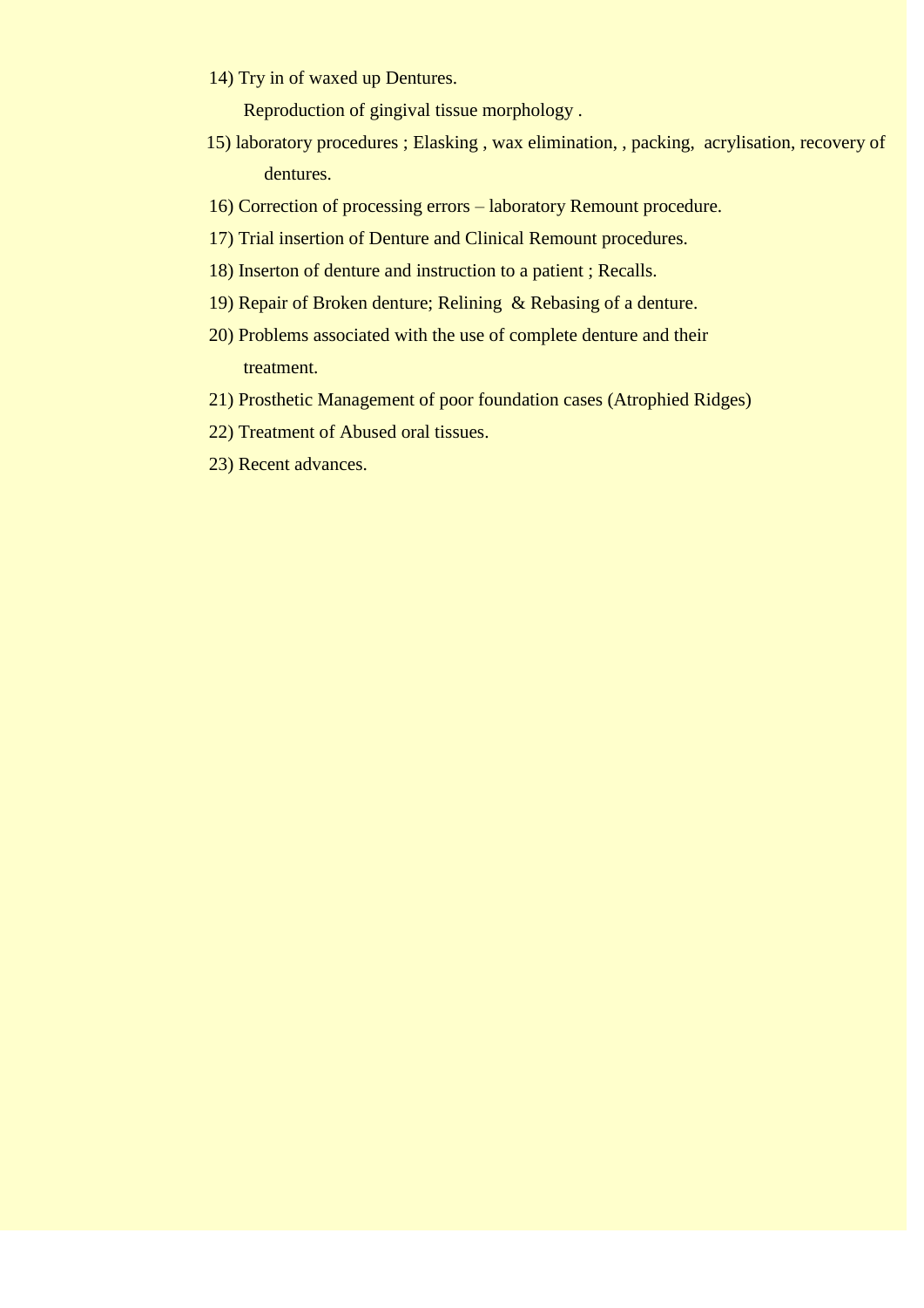14) Try in of waxed up Dentures.
    Reproduction of gingival tissue morphology .

15) laboratory procedures ; Elasking , wax elimination, , packing, acrylisation, recovery of dentures.

16) Correction of processing errors – laboratory Remount procedure.

17) Trial insertion of Denture and Clinical Remount procedures.

18) Inserton of denture and instruction to a patient ; Recalls.

19) Repair of Broken denture; Relining & Rebasing of a denture.

20) Problems associated with the use of complete denture and their treatment.

21) Prosthetic Management of poor foundation cases (Atrophied Ridges)

22) Treatment of Abused oral tissues.

23) Recent advances.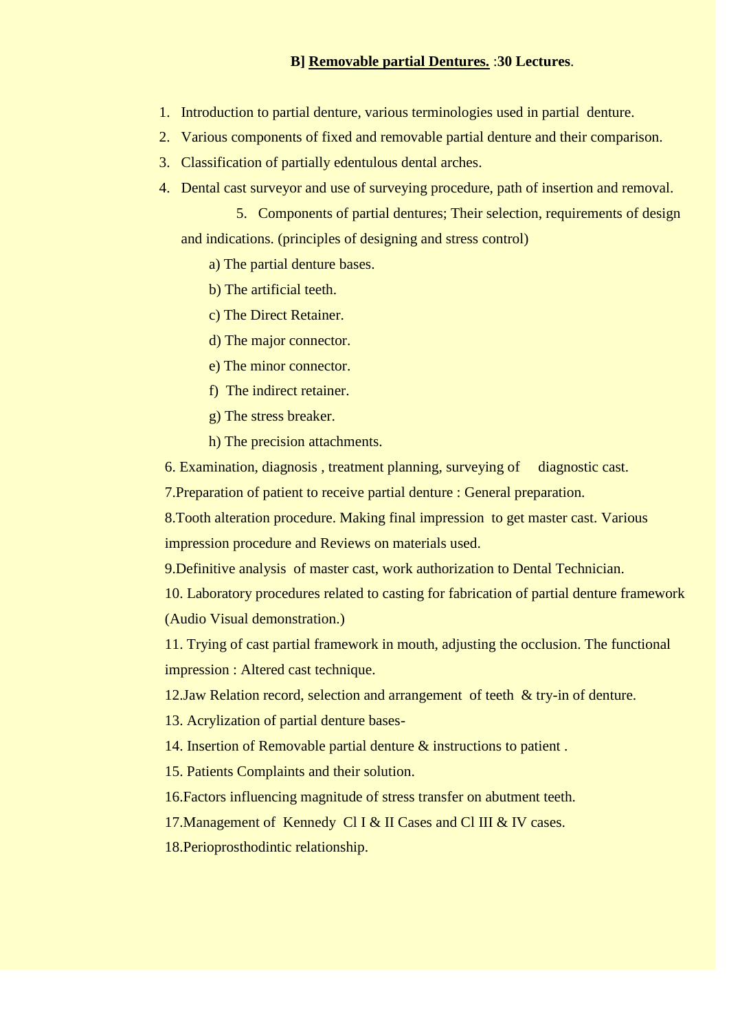## B] Removable partial Dentures. :**30 Lectures**.

1. Introduction to partial denture, various terminologies used in partial denture.
2. Various components of fixed and removable partial denture and their comparison.
3. Classification of partially edentulous dental arches.
4. Dental cast surveyor and use of surveying procedure, path of insertion and removal.
5. Components of partial dentures; Their selection, requirements of design and indications. (principles of designing and stress control)
   - a) The partial denture bases.
   - b) The artificial teeth.
   - c) The Direct Retainer.
   - d) The major connector.
   - e) The minor connector.
   - f) The indirect retainer.
   - g) The stress breaker.
   - h) The precision attachments.
6. Examination, diagnosis , treatment planning, surveying of diagnostic cast.
7. Preparation of patient to receive partial denture : General preparation.
8. Tooth alteration procedure. Making final impression to get master cast. Various impression procedure and Reviews on materials used.
9. Definitive analysis of master cast, work authorization to Dental Technician.
10. Laboratory procedures related to casting for fabrication of partial denture framework (Audio Visual demonstration.)
11. Trying of cast partial framework in mouth, adjusting the occlusion. The functional impression : Altered cast technique.
12. Jaw Relation record, selection and arrangement of teeth & try-in of denture.
13. Acrylization of partial denture bases-
14. Insertion of Removable partial denture & instructions to patient .
15. Patients Complaints and their solution.
16. Factors influencing magnitude of stress transfer on abutment teeth.
17. Management of Kennedy Cl I & II Cases and Cl III & IV cases.
18. Perioprosthodintic relationship.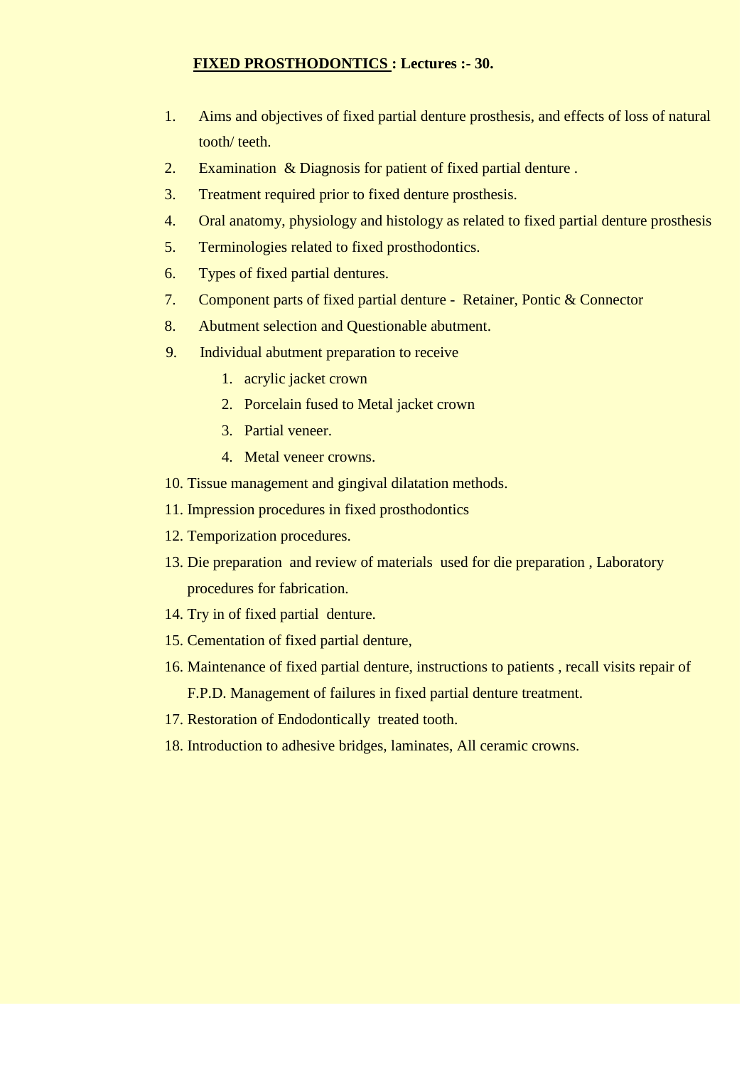**<u>FIXED PROSTHODONTICS</u> : Lectures :- 30.**

1. Aims and objectives of fixed partial denture prosthesis, and effects of loss of natural tooth/ teeth.
2. Examination & Diagnosis for patient of fixed partial denture .
3. Treatment required prior to fixed denture prosthesis.
4. Oral anatomy, physiology and histology as related to fixed partial denture prosthesis
5. Terminologies related to fixed prosthodontics.
6. Types of fixed partial dentures.
7. Component parts of fixed partial denture - Retainer, Pontic & Connector
8. Abutment selection and Questionable abutment.
9. Individual abutment preparation to receive
    1. acrylic jacket crown
    2. Porcelain fused to Metal jacket crown
    3. Partial veneer.
    4. Metal veneer crowns.
10. Tissue management and gingival dilatation methods.
11. Impression procedures in fixed prosthodontics
12. Temporization procedures.
13. Die preparation and review of materials used for die preparation , Laboratory procedures for fabrication.
14. Try in of fixed partial denture.
15. Cementation of fixed partial denture,
16. Maintenance of fixed partial denture, instructions to patients , recall visits repair of F.P.D. Management of failures in fixed partial denture treatment.
17. Restoration of Endodontically treated tooth.
18. Introduction to adhesive bridges, laminates, All ceramic crowns.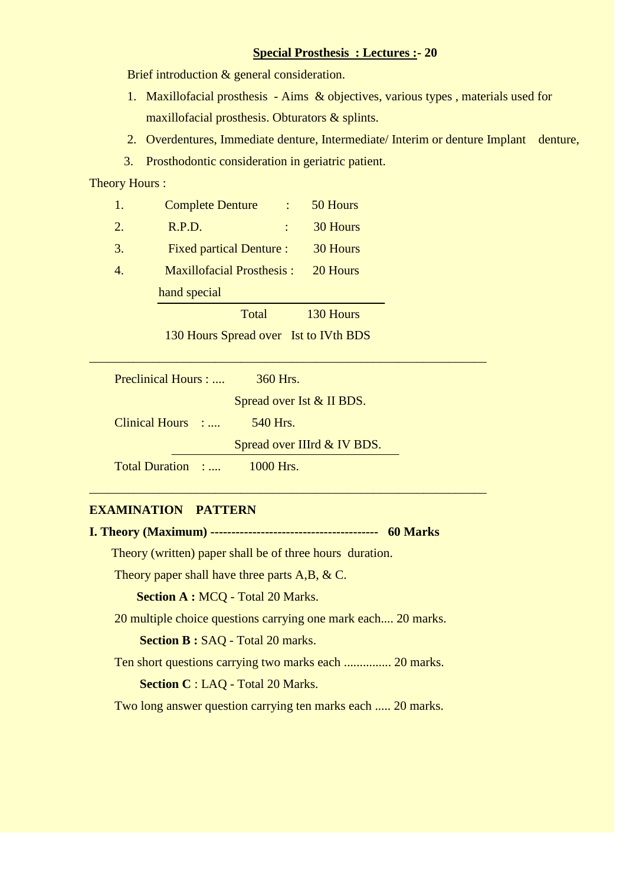**Special Prosthesis : Lectures :- 20**

Brief introduction & general consideration.

1. Maxillofacial prosthesis - Aims & objectives, various types , materials used for maxillofacial prosthesis. Obturators & splints.
2. Overdentures, Immediate denture, Intermediate/ Interim or denture Implant denture,
3. Prosthodontic consideration in geriatric patient.

Theory Hours :

| | | |
|---|---|---|
| 1. | Complete Denture : | 50 Hours |
| 2. | R.P.D. : | 30 Hours |
| 3. | Fixed partical Denture : | 30 Hours |
| 4. | Maxillofacial Prosthesis : hand special | 20 Hours |
| | Total | 130 Hours |

130 Hours Spread over Ist to IVth BDS

---

Preclinical Hours : .... 360 Hrs.

Spread over Ist & II BDS.

Clinical Hours : .... 540 Hrs.

Spread over IIIrd & IV BDS.

Total Duration : .... 1000 Hrs.

---

**EXAMINATION PATTERN**

**I. Theory (Maximum) --------------------------------------- 60 Marks**

Theory (written) paper shall be of three hours duration.

Theory paper shall have three parts A,B, & C.

**Section A :** MCQ - Total 20 Marks.

20 multiple choice questions carrying one mark each.... 20 marks.

**Section B :** SAQ - Total 20 marks.

Ten short questions carrying two marks each ............... 20 marks.

**Section C** : LAQ - Total 20 Marks.

Two long answer question carrying ten marks each ..... 20 marks.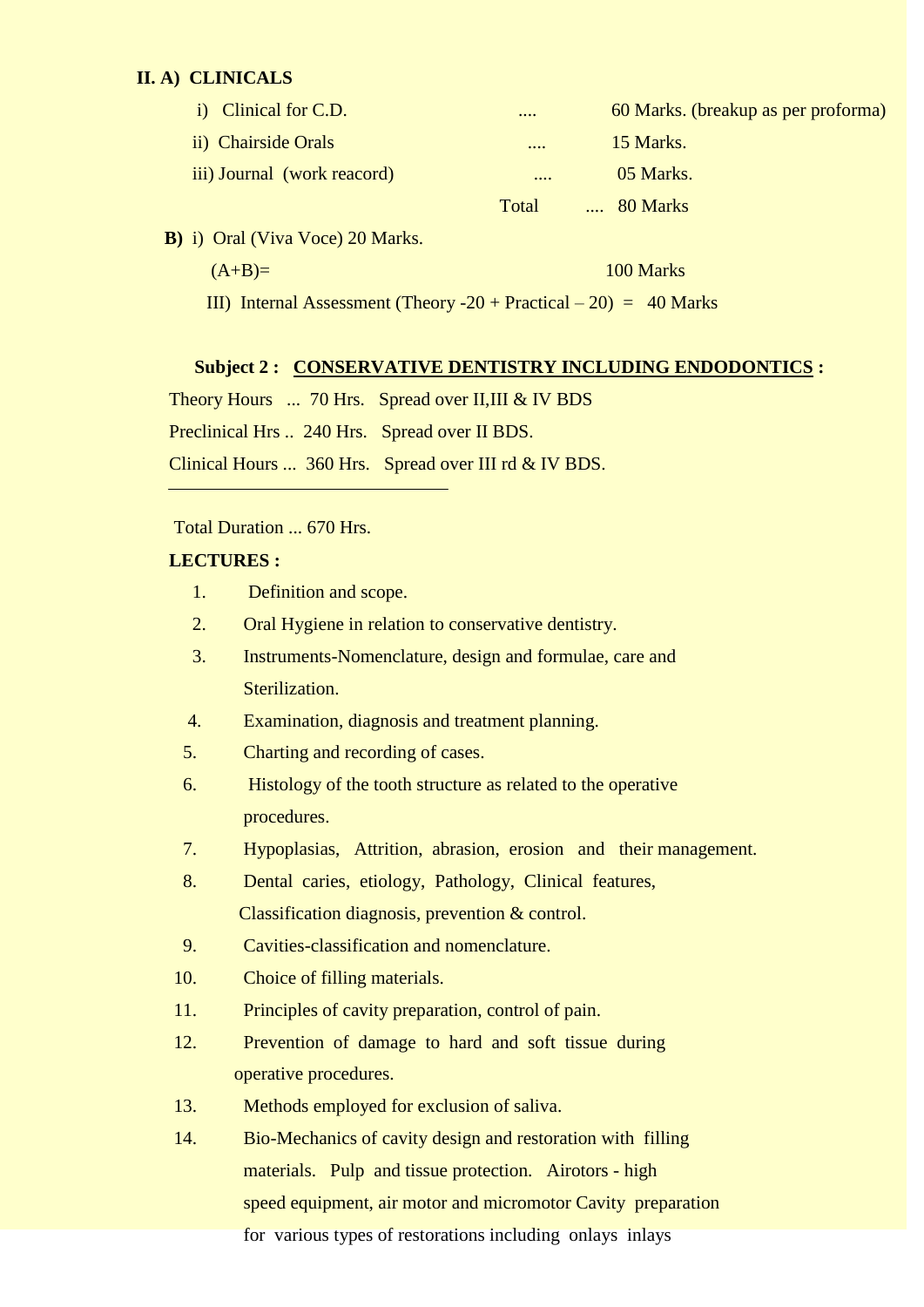**II. A) CLINICALS**

i) Clinical for C.D. .... 60 Marks. (breakup as per proforma)

ii) Chairside Orals .... 15 Marks.

iii) Journal (work reacord) .... 05 Marks.

Total .... 80 Marks

**B)** i) Oral (Viva Voce) 20 Marks.

(A+B)= 100 Marks

III) Internal Assessment (Theory -20 + Practical – 20) = 40 Marks

**Subject 2 : <u>CONSERVATIVE DENTISTRY INCLUDING ENDODONTICS</u> :**

Theory Hours ... 70 Hrs. Spread over II,III & IV BDS

Preclinical Hrs .. 240 Hrs. Spread over II BDS.

Clinical Hours ... 360 Hrs. Spread over III rd & IV BDS.

---

Total Duration ... 670 Hrs.

**LECTURES :**

1. Definition and scope.
2. Oral Hygiene in relation to conservative dentistry.
3. Instruments-Nomenclature, design and formulae, care and Sterilization.
4. Examination, diagnosis and treatment planning.
5. Charting and recording of cases.
6. Histology of the tooth structure as related to the operative procedures.
7. Hypoplasias, Attrition, abrasion, erosion and their management.
8. Dental caries, etiology, Pathology, Clinical features, Classification diagnosis, prevention & control.
9. Cavities-classification and nomenclature.
10. Choice of filling materials.
11. Principles of cavity preparation, control of pain.
12. Prevention of damage to hard and soft tissue during operative procedures.
13. Methods employed for exclusion of saliva.
14. Bio-Mechanics of cavity design and restoration with filling materials. Pulp and tissue protection. Airotors - high speed equipment, air motor and micromotor Cavity preparation for various types of restorations including onlays inlays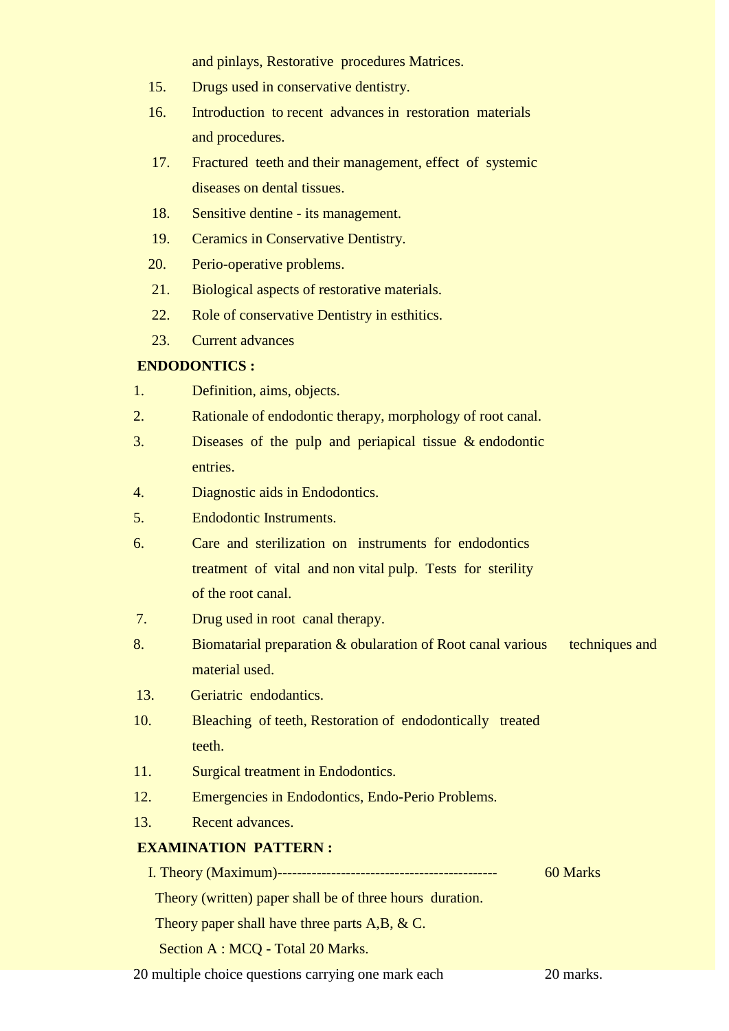and pinlays, Restorative procedures Matrices.

15. Drugs used in conservative dentistry.
16. Introduction to recent advances in restoration materials and procedures.
17. Fractured teeth and their management, effect of systemic diseases on dental tissues.
18. Sensitive dentine - its management.
19. Ceramics in Conservative Dentistry.
20. Perio-operative problems.
21. Biological aspects of restorative materials.
22. Role of conservative Dentistry in esthitics.
23. Current advances

**ENDODONTICS :**

1. Definition, aims, objects.
2. Rationale of endodontic therapy, morphology of root canal.
3. Diseases of the pulp and periapical tissue & endodontic entries.
4. Diagnostic aids in Endodontics.
5. Endodontic Instruments.
6. Care and sterilization on instruments for endodontics treatment of vital and non vital pulp. Tests for sterility of the root canal.
7. Drug used in root canal therapy.
8. Biomatarial preparation & obularation of Root canal various techniques and material used.

13. Geriatric endodantics.

10. Bleaching of teeth, Restoration of endodontically treated teeth.
11. Surgical treatment in Endodontics.
12. Emergencies in Endodontics, Endo-Perio Problems.
13. Recent advances.

**EXAMINATION PATTERN :**

I. Theory (Maximum)-------------------------------------------- 60 Marks

Theory (written) paper shall be of three hours duration.

Theory paper shall have three parts A,B, & C.

Section A : MCQ - Total 20 Marks.

20 multiple choice questions carrying one mark each 20 marks.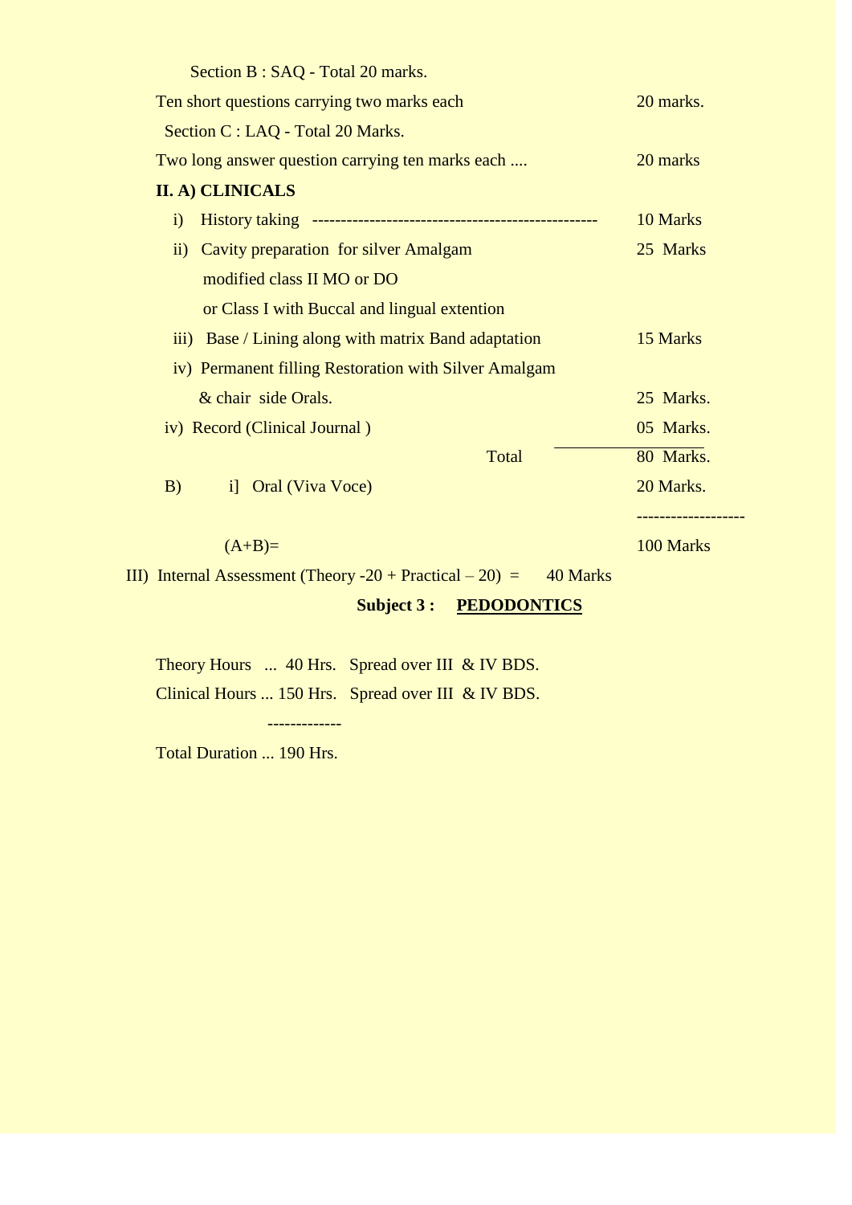Section B : SAQ - Total 20 marks.

Ten short questions carrying two marks each — 20 marks.

Section C : LAQ - Total 20 Marks.

Two long answer question carrying ten marks each .... — 20 marks

**II. A) CLINICALS**

| | | |
|---|---|---|
| i) | History taking ------------------------------------------------- | 10 Marks |
| ii) | Cavity preparation for silver Amalgam modified class II MO or DO or Class I with Buccal and lingual extention | 25 Marks |
| iii) | Base / Lining along with matrix Band adaptation | 15 Marks |
| iv) | Permanent filling Restoration with Silver Amalgam & chair side Orals. | 25 Marks. |
| iv) | Record (Clinical Journal ) | 05 Marks. |
| | Total | 80 Marks. |
| B) | i] Oral (Viva Voce) | 20 Marks. |
| | (A+B)= | 100 Marks |

III) Internal Assessment (Theory -20 + Practical – 20) = 40 Marks

## Subject 3 : PEDODONTICS

Theory Hours ... 40 Hrs. Spread over III & IV BDS.

Clinical Hours ... 150 Hrs. Spread over III & IV BDS.

-------------

Total Duration ... 190 Hrs.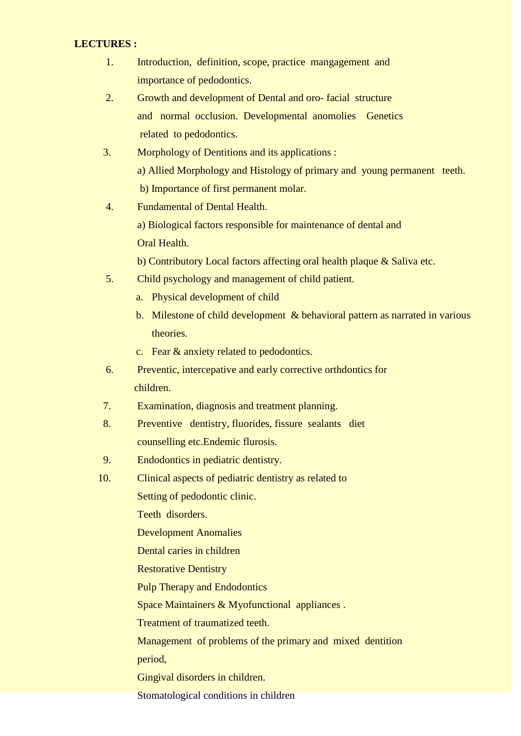**LECTURES :**

1. Introduction, definition, scope, practice mangagement and importance of pedodontics.
2. Growth and development of Dental and oro- facial structure and normal occlusion. Developmental anomolies Genetics related to pedodontics.
3. Morphology of Dentitions and its applications :
   a) Allied Morphology and Histology of primary and young permanent teeth.
   b) Importance of first permanent molar.
4. Fundamental of Dental Health.
   a) Biological factors responsible for maintenance of dental and Oral Health.
   b) Contributory Local factors affecting oral health plaque & Saliva etc.
5. Child psychology and management of child patient.
   a. Physical development of child
   b. Milestone of child development & behavioral pattern as narrated in various theories.
   c. Fear & anxiety related to pedodontics.
6. Preventic, intercepative and early corrective orthdontics for children.
7. Examination, diagnosis and treatment planning.
8. Preventive dentistry, fluorides, fissure sealants diet counselling etc.Endemic flurosis.
9. Endodontics in pediatric dentistry.
10. Clinical aspects of pediatric dentistry as related to
    Setting of pedodontic clinic.
    Teeth disorders.
    Development Anomalies
    Dental caries in children
    Restorative Dentistry
    Pulp Therapy and Endodontics
    Space Maintainers & Myofunctional appliances .
    Treatment of traumatized teeth.
    Management of problems of the primary and mixed dentition period,
    Gingival disorders in children.
    Stomatological conditions in children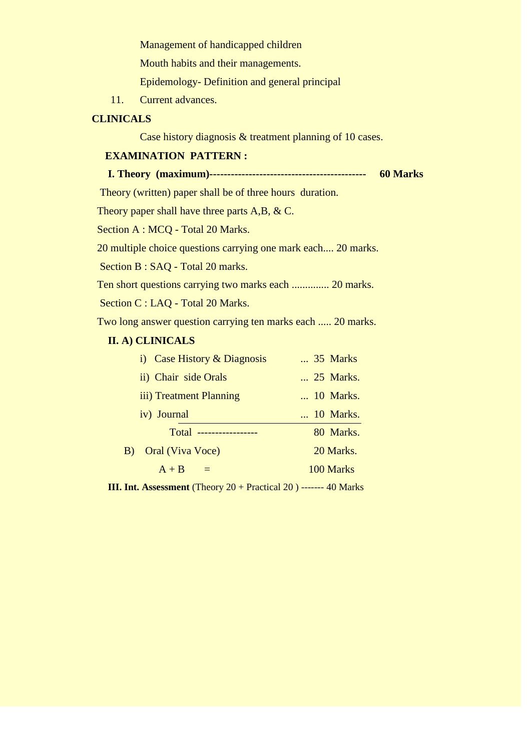Management of handicapped children

Mouth habits and their managements.

Epidemology- Definition and general principal

11. Current advances.

**CLINICALS**

Case history diagnosis & treatment planning of 10 cases.

**EXAMINATION PATTERN :**

**I. Theory (maximum)-------------------------------------------- 60 Marks**

Theory (written) paper shall be of three hours duration.

Theory paper shall have three parts A,B, & C.

Section A : MCQ - Total 20 Marks.

20 multiple choice questions carrying one mark each.... 20 marks.

Section B : SAQ - Total 20 marks.

Ten short questions carrying two marks each .............. 20 marks.

Section C : LAQ - Total 20 Marks.

Two long answer question carrying ten marks each ..... 20 marks.

**II. A) CLINICALS**

| | |
|---|---|
| i) Case History & Diagnosis | ... 35 Marks |
| ii) Chair side Orals | ... 25 Marks. |
| iii) Treatment Planning | ... 10 Marks. |
| iv) Journal | ... 10 Marks. |
| Total ----------------- | 80 Marks. |

B) Oral (Viva Voce) 20 Marks.

A + B = 100 Marks

**III. Int. Assessment** (Theory 20 + Practical 20 ) ------- 40 Marks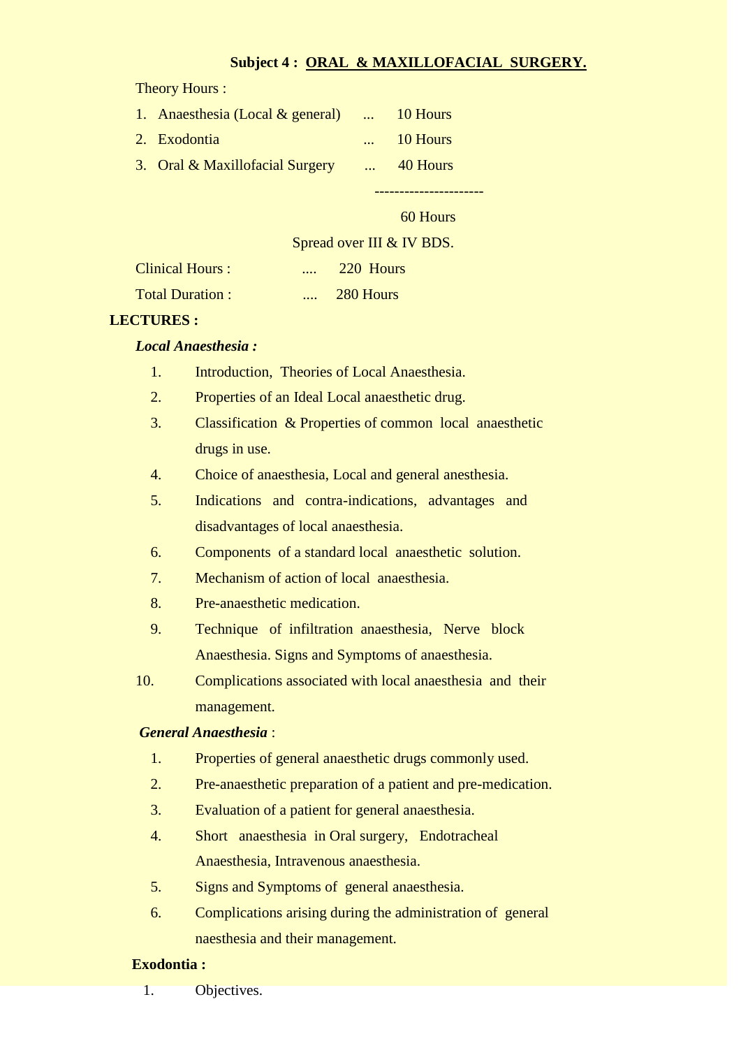**Subject 4 : ORAL & MAXILLOFACIAL SURGERY.**

Theory Hours :

1. Anaesthesia (Local & general) ... 10 Hours
2. Exodontia ... 10 Hours
3. Oral & Maxillofacial Surgery ... 40 Hours

---------------------

60 Hours

Spread over III & IV BDS.

Clinical Hours : .... 220 Hours

Total Duration : .... 280 Hours

**LECTURES :**

***Local Anaesthesia :***

1. Introduction, Theories of Local Anaesthesia.
2. Properties of an Ideal Local anaesthetic drug.
3. Classification & Properties of common local anaesthetic drugs in use.
4. Choice of anaesthesia, Local and general anesthesia.
5. Indications and contra-indications, advantages and disadvantages of local anaesthesia.
6. Components of a standard local anaesthetic solution.
7. Mechanism of action of local anaesthesia.
8. Pre-anaesthetic medication.
9. Technique of infiltration anaesthesia, Nerve block Anaesthesia. Signs and Symptoms of anaesthesia.
10. Complications associated with local anaesthesia and their management.

***General Anaesthesia*** :

1. Properties of general anaesthetic drugs commonly used.
2. Pre-anaesthetic preparation of a patient and pre-medication.
3. Evaluation of a patient for general anaesthesia.
4. Short anaesthesia in Oral surgery, Endotracheal Anaesthesia, Intravenous anaesthesia.
5. Signs and Symptoms of general anaesthesia.
6. Complications arising during the administration of general naesthesia and their management.

**Exodontia :**

1. Objectives.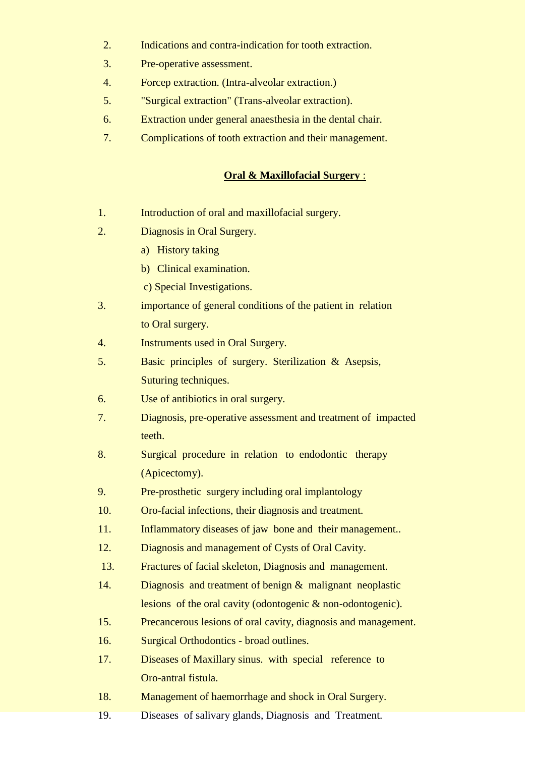2. Indications and contra-indication for tooth extraction.
3. Pre-operative assessment.
4. Forcep extraction. (Intra-alveolar extraction.)
5. "Surgical extraction" (Trans-alveolar extraction).
6. Extraction under general anaesthesia in the dental chair.
7. Complications of tooth extraction and their management.

## **Oral & Maxillofacial Surgery** :

1. Introduction of oral and maxillofacial surgery.
2. Diagnosis in Oral Surgery.
   a) History taking
   b) Clinical examination.
   c) Special Investigations.
3. importance of general conditions of the patient in relation to Oral surgery.
4. Instruments used in Oral Surgery.
5. Basic principles of surgery. Sterilization & Asepsis, Suturing techniques.
6. Use of antibiotics in oral surgery.
7. Diagnosis, pre-operative assessment and treatment of impacted teeth.
8. Surgical procedure in relation to endodontic therapy (Apicectomy).
9. Pre-prosthetic surgery including oral implantology
10. Oro-facial infections, their diagnosis and treatment.
11. Inflammatory diseases of jaw bone and their management..
12. Diagnosis and management of Cysts of Oral Cavity.
13. Fractures of facial skeleton, Diagnosis and management.
14. Diagnosis and treatment of benign & malignant neoplastic lesions of the oral cavity (odontogenic & non-odontogenic).
15. Precancerous lesions of oral cavity, diagnosis and management.
16. Surgical Orthodontics - broad outlines.
17. Diseases of Maxillary sinus. with special reference to Oro-antral fistula.
18. Management of haemorrhage and shock in Oral Surgery.
19. Diseases of salivary glands, Diagnosis and Treatment.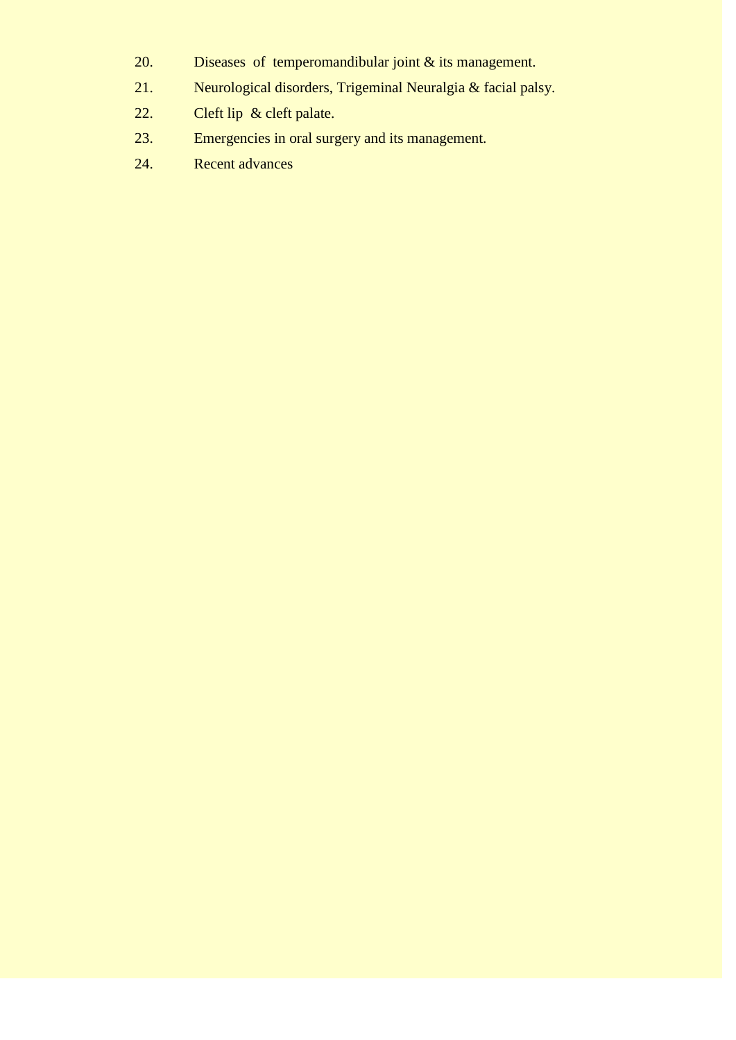20. Diseases of temperomandibular joint & its management.
21. Neurological disorders, Trigeminal Neuralgia & facial palsy.
22. Cleft lip & cleft palate.
23. Emergencies in oral surgery and its management.
24. Recent advances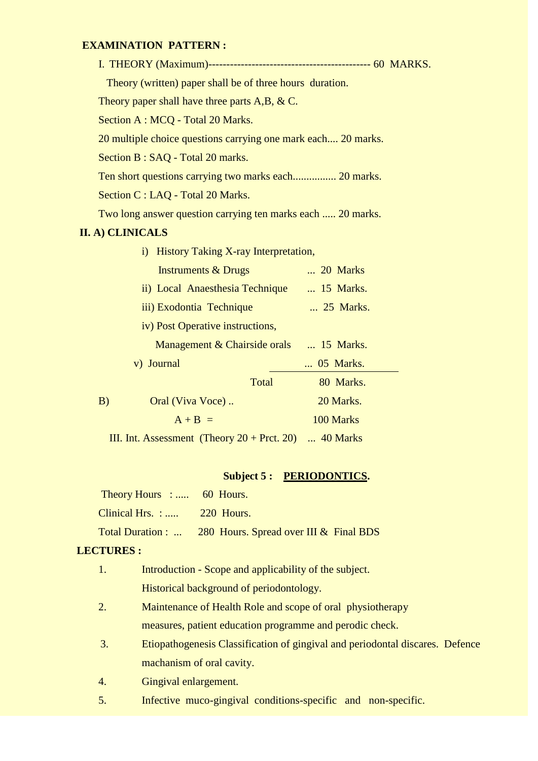**EXAMINATION PATTERN :**

I. THEORY (Maximum)-------------------------------------------- 60 MARKS.

Theory (written) paper shall be of three hours duration.

Theory paper shall have three parts A,B, & C.

Section A : MCQ - Total 20 Marks.

20 multiple choice questions carrying one mark each.... 20 marks.

Section B : SAQ - Total 20 marks.

Ten short questions carrying two marks each................ 20 marks.

Section C : LAQ - Total 20 Marks.

Two long answer question carrying ten marks each ..... 20 marks.

**II. A) CLINICALS**

i) History Taking X-ray Interpretation, Instruments & Drugs ... 20 Marks

ii) Local Anaesthesia Technique ... 15 Marks.

iii) Exodontia Technique ... 25 Marks.

iv) Post Operative instructions, Management & Chairside orals ... 15 Marks.

v) Journal ... 05 Marks.

Total 80 Marks.

B) Oral (Viva Voce) .. 20 Marks.

A + B = 100 Marks

III. Int. Assessment (Theory 20 + Prct. 20) ... 40 Marks

**Subject 5 : <u>PERIODONTICS</u>.**

Theory Hours : ..... 60 Hours.

Clinical Hrs. : ..... 220 Hours.

Total Duration : ... 280 Hours. Spread over III & Final BDS

**LECTURES :**

1. Introduction - Scope and applicability of the subject. Historical background of periodontology.
2. Maintenance of Health Role and scope of oral physiotherapy measures, patient education programme and perodic check.
3. Etiopathogenesis Classification of gingival and periodontal discares. Defence machanism of oral cavity.
4. Gingival enlargement.
5. Infective muco-gingival conditions-specific and non-specific.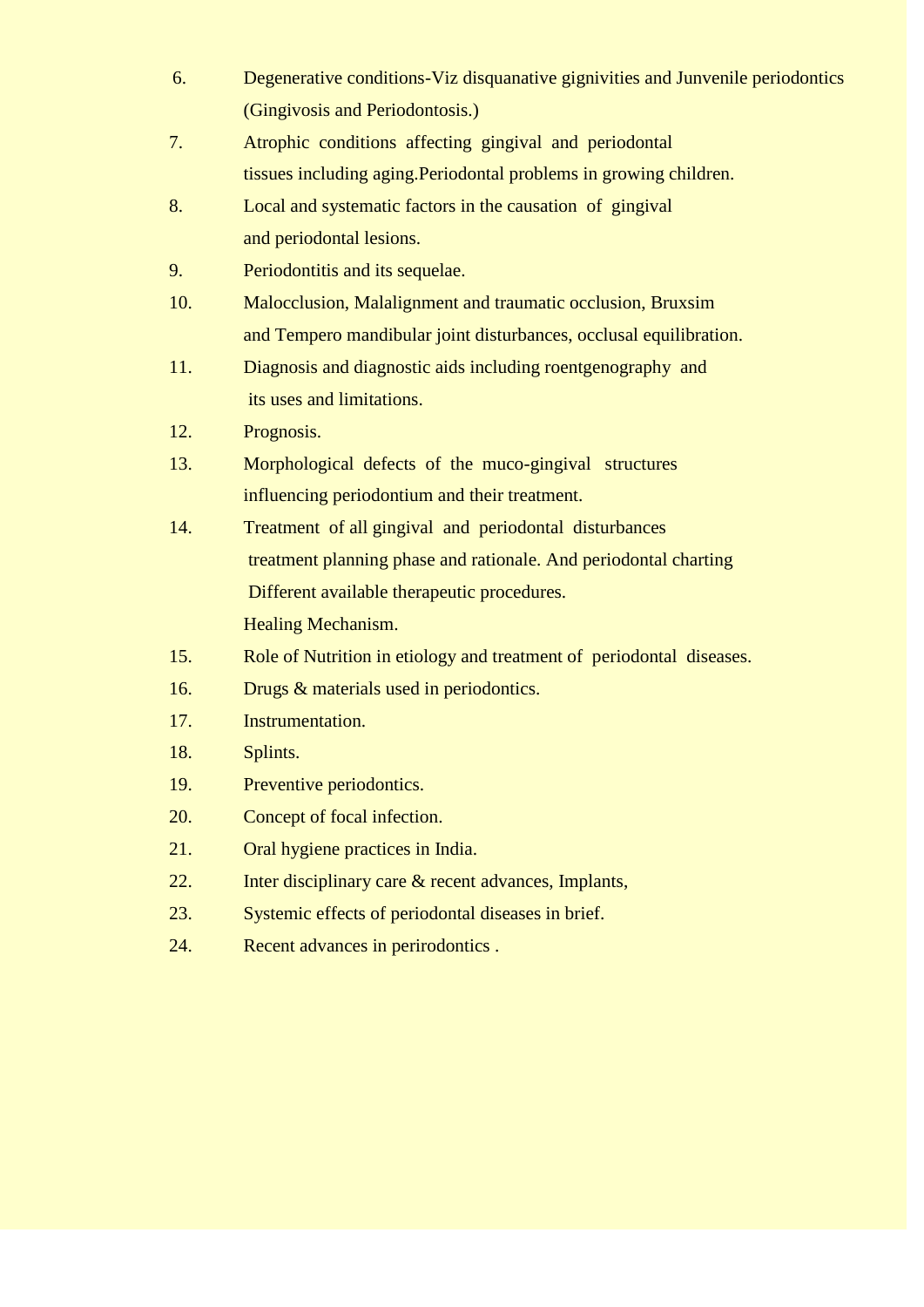6. Degenerative conditions-Viz disquanative gignivities and Junvenile periodontics (Gingivosis and Periodontosis.)
7. Atrophic conditions affecting gingival and periodontal tissues including aging.Periodontal problems in growing children.
8. Local and systematic factors in the causation of gingival and periodontal lesions.
9. Periodontitis and its sequelae.
10. Malocclusion, Malalignment and traumatic occlusion, Bruxsim and Tempero mandibular joint disturbances, occlusal equilibration.
11. Diagnosis and diagnostic aids including roentgenography and its uses and limitations.
12. Prognosis.
13. Morphological defects of the muco-gingival structures influencing periodontium and their treatment.
14. Treatment of all gingival and periodontal disturbances treatment planning phase and rationale. And periodontal charting Different available therapeutic procedures. Healing Mechanism.
15. Role of Nutrition in etiology and treatment of periodontal diseases.
16. Drugs & materials used in periodontics.
17. Instrumentation.
18. Splints.
19. Preventive periodontics.
20. Concept of focal infection.
21. Oral hygiene practices in India.
22. Inter disciplinary care & recent advances, Implants,
23. Systemic effects of periodontal diseases in brief.
24. Recent advances in perirodontics .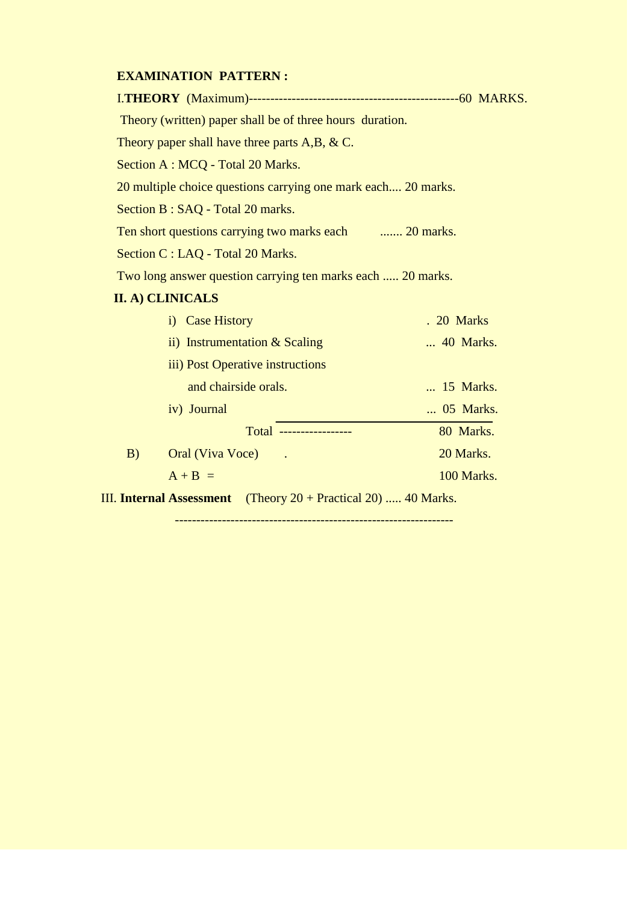**EXAMINATION PATTERN :**

I.**THEORY** (Maximum)------------------------------------------------60 MARKS.

Theory (written) paper shall be of three hours duration.

Theory paper shall have three parts A,B, & C.

Section A : MCQ - Total 20 Marks.

20 multiple choice questions carrying one mark each.... 20 marks.

Section B : SAQ - Total 20 marks.

Ten short questions carrying two marks each ....... 20 marks.

Section C : LAQ - Total 20 Marks.

Two long answer question carrying ten marks each ..... 20 marks.

**II. A) CLINICALS**

| | |
|---|---|
| i) Case History | . 20 Marks |
| ii) Instrumentation & Scaling | ... 40 Marks. |
| iii) Post Operative instructions and chairside orals. | ... 15 Marks. |
| iv) Journal | ... 05 Marks. |
| Total ----------------- | 80 Marks. |

B) Oral (Viva Voce) . 20 Marks.

A + B = 100 Marks.

III. **Internal Assessment** (Theory 20 + Practical 20) ..... 40 Marks.

----------------------------------------------------------------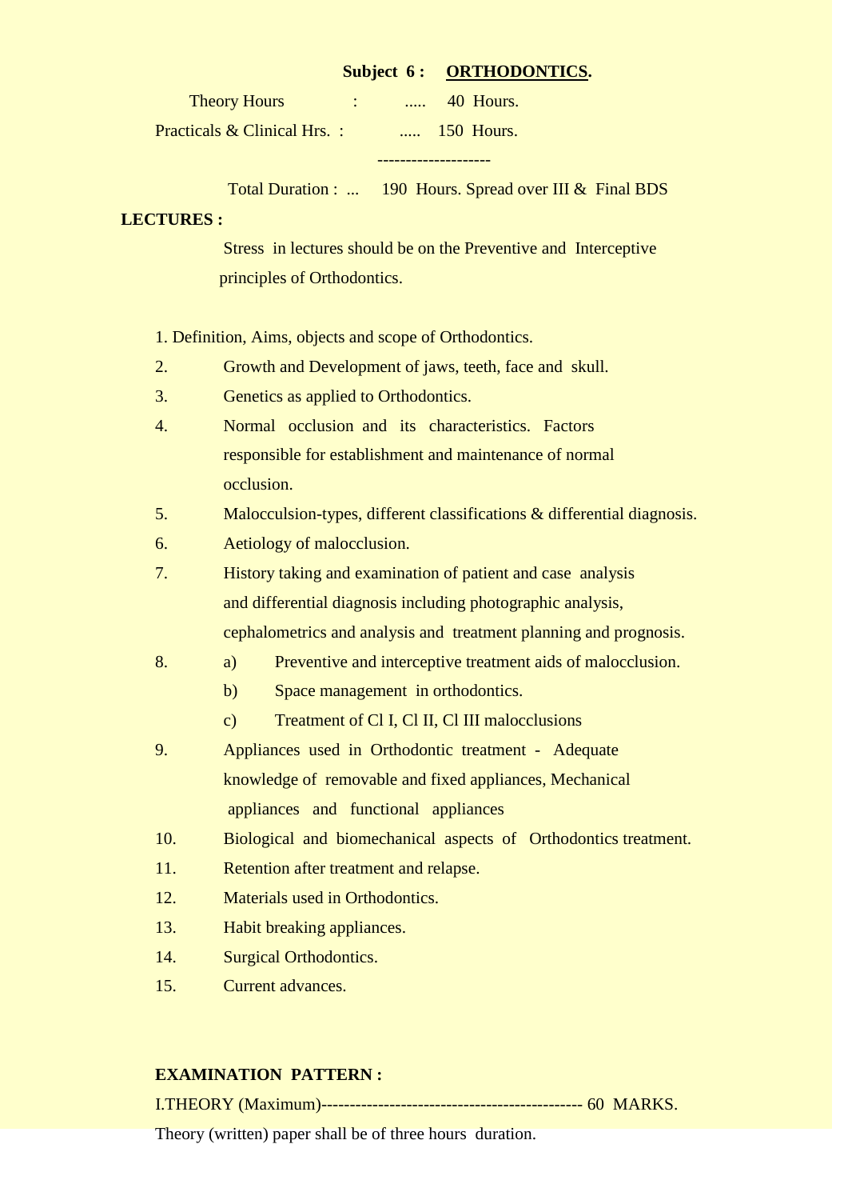## Subject 6 : ORTHODONTICS.

Theory Hours : ..... 40 Hours.

Practicals & Clinical Hrs. : ..... 150 Hours.

--------------------

Total Duration : ... 190 Hours. Spread over III & Final BDS

**LECTURES :**

Stress in lectures should be on the Preventive and Interceptive principles of Orthodontics.

1. Definition, Aims, objects and scope of Orthodontics.
2. Growth and Development of jaws, teeth, face and skull.
3. Genetics as applied to Orthodontics.
4. Normal occlusion and its characteristics. Factors responsible for establishment and maintenance of normal occlusion.
5. Malocculsion-types, different classifications & differential diagnosis.
6. Aetiology of malocclusion.
7. History taking and examination of patient and case analysis and differential diagnosis including photographic analysis, cephalometrics and analysis and treatment planning and prognosis.
8. 
   a) Preventive and interceptive treatment aids of malocclusion.
   b) Space management in orthodontics.
   c) Treatment of Cl I, Cl II, Cl III malocclusions
9. Appliances used in Orthodontic treatment - Adequate knowledge of removable and fixed appliances, Mechanical appliances and functional appliances
10. Biological and biomechanical aspects of Orthodontics treatment.
11. Retention after treatment and relapse.
12. Materials used in Orthodontics.
13. Habit breaking appliances.
14. Surgical Orthodontics.
15. Current advances.

**EXAMINATION PATTERN :**

I.THEORY (Maximum)---------------------------------------------- 60 MARKS.

Theory (written) paper shall be of three hours duration.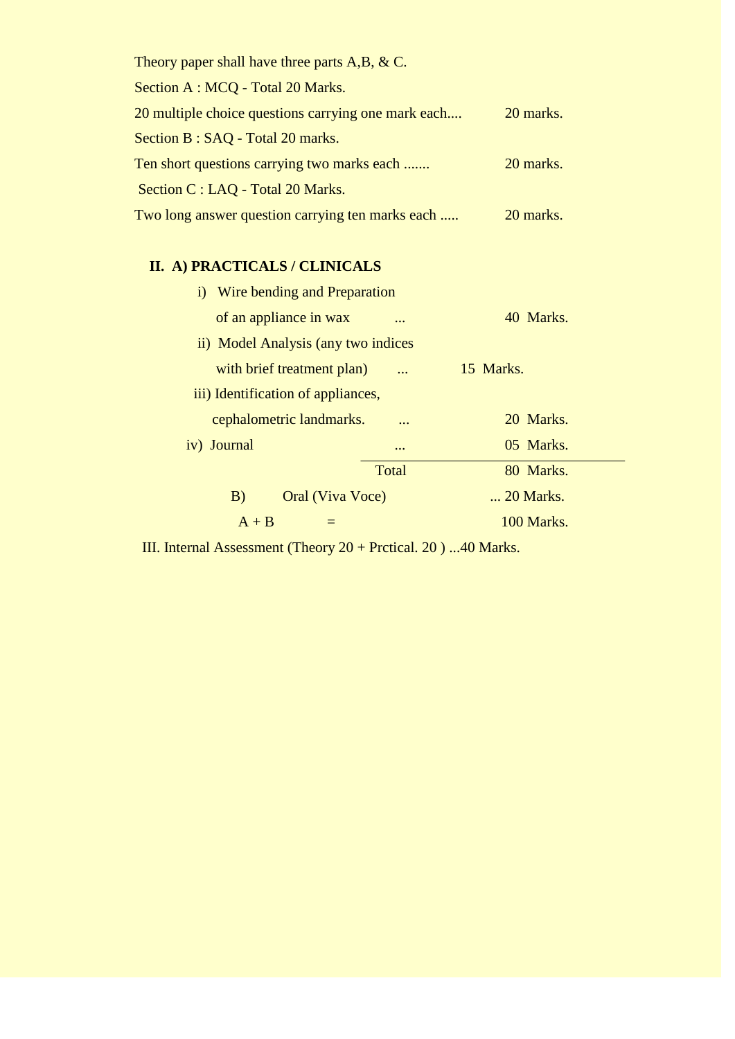Theory paper shall have three parts A,B, & C.

Section A : MCQ - Total 20 Marks.

20 multiple choice questions carrying one mark each.... 20 marks.

Section B : SAQ - Total 20 marks.

Ten short questions carrying two marks each ....... 20 marks.

Section C : LAQ - Total 20 Marks.

Two long answer question carrying ten marks each ..... 20 marks.

**II. A) PRACTICALS / CLINICALS**

i) Wire bending and Preparation of an appliance in wax ... 40 Marks.

ii) Model Analysis (any two indices with brief treatment plan) ... 15 Marks.

iii) Identification of appliances, cephalometric landmarks. ... 20 Marks.

iv) Journal ... 05 Marks.

Total 80 Marks.

B) Oral (Viva Voce) ... 20 Marks.

A + B = 100 Marks.

III. Internal Assessment (Theory 20 + Prctical. 20 ) ...40 Marks.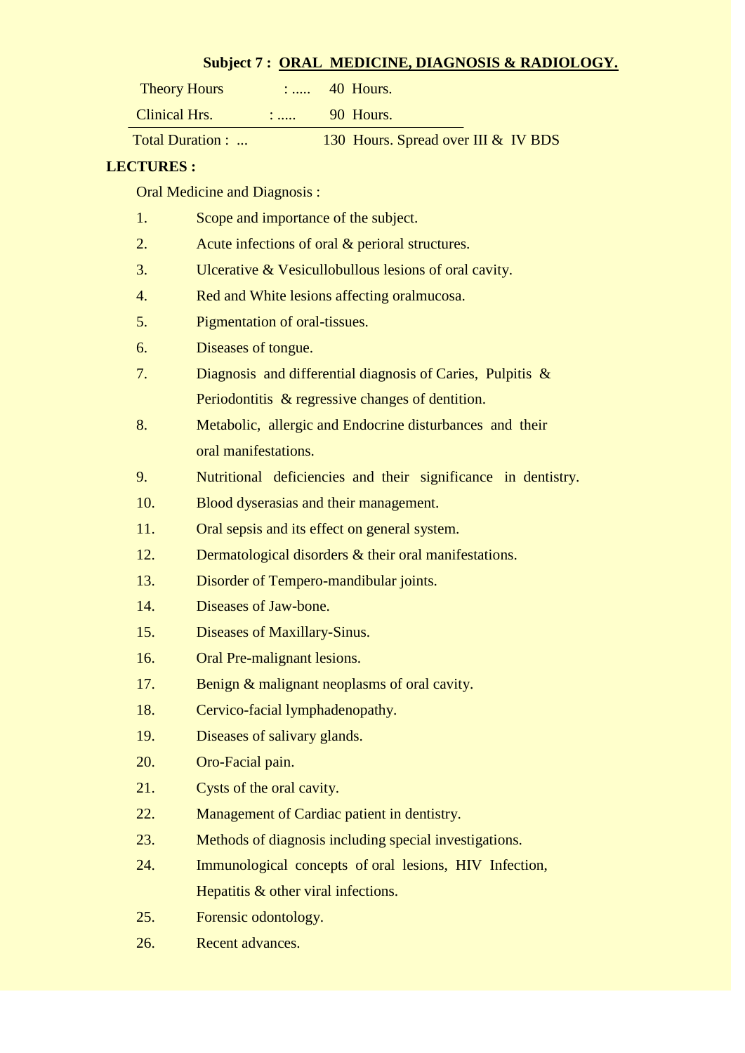## Subject 7 : <u>ORAL MEDICINE, DIAGNOSIS & RADIOLOGY.</u>

Theory Hours : ..... 40 Hours.

Clinical Hrs. : ..... 90 Hours.

Total Duration : ... 130 Hours. Spread over III & IV BDS

**LECTURES :**

Oral Medicine and Diagnosis :

1. Scope and importance of the subject.
2. Acute infections of oral & perioral structures.
3. Ulcerative & Vesicullobullous lesions of oral cavity.
4. Red and White lesions affecting oralmucosa.
5. Pigmentation of oral-tissues.
6. Diseases of tongue.
7. Diagnosis and differential diagnosis of Caries, Pulpitis & Periodontitis & regressive changes of dentition.
8. Metabolic, allergic and Endocrine disturbances and their oral manifestations.
9. Nutritional deficiencies and their significance in dentistry.
10. Blood dyserasias and their management.
11. Oral sepsis and its effect on general system.
12. Dermatological disorders & their oral manifestations.
13. Disorder of Tempero-mandibular joints.
14. Diseases of Jaw-bone.
15. Diseases of Maxillary-Sinus.
16. Oral Pre-malignant lesions.
17. Benign & malignant neoplasms of oral cavity.
18. Cervico-facial lymphadenopathy.
19. Diseases of salivary glands.
20. Oro-Facial pain.
21. Cysts of the oral cavity.
22. Management of Cardiac patient in dentistry.
23. Methods of diagnosis including special investigations.
24. Immunological concepts of oral lesions, HIV Infection, Hepatitis & other viral infections.
25. Forensic odontology.
26. Recent advances.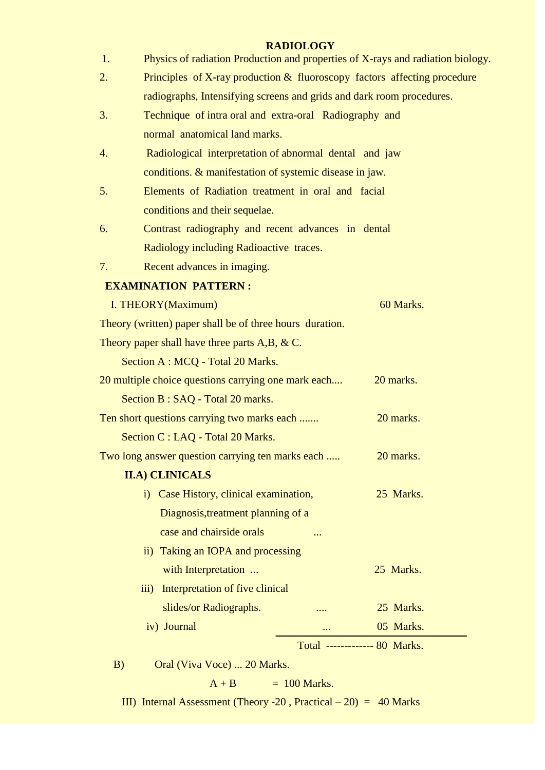## RADIOLOGY

1. Physics of radiation Production and properties of X-rays and radiation biology.
2. Principles of X-ray production & fluoroscopy factors affecting procedure radiographs, Intensifying screens and grids and dark room procedures.
3. Technique of intra oral and extra-oral Radiography and normal anatomical land marks.
4. Radiological interpretation of abnormal dental and jaw conditions. & manifestation of systemic disease in jaw.
5. Elements of Radiation treatment in oral and facial conditions and their sequelae.
6. Contrast radiography and recent advances in dental Radiology including Radioactive traces.
7. Recent advances in imaging.

**EXAMINATION PATTERN :**

I. THEORY(Maximum) 60 Marks.

Theory (written) paper shall be of three hours duration.

Theory paper shall have three parts A,B, & C.

Section A : MCQ - Total 20 Marks.

20 multiple choice questions carrying one mark each.... 20 marks.

Section B : SAQ - Total 20 marks.

Ten short questions carrying two marks each ....... 20 marks.

Section C : LAQ - Total 20 Marks.

Two long answer question carrying ten marks each ..... 20 marks.

**II.A) CLINICALS**

| | | |
|---|---|---|
| i) | Case History, clinical examination, Diagnosis,treatment planning of a case and chairside orals ... | 25 Marks. |
| ii) | Taking an IOPA and processing with Interpretation ... | 25 Marks. |
| iii) | Interpretation of five clinical slides/or Radiographs. .... | 25 Marks. |
| iv) | Journal ... | 05 Marks. |
| | Total | 80 Marks. |

B) Oral (Viva Voce) ... 20 Marks.

A + B = 100 Marks.

III) Internal Assessment (Theory -20 , Practical – 20) = 40 Marks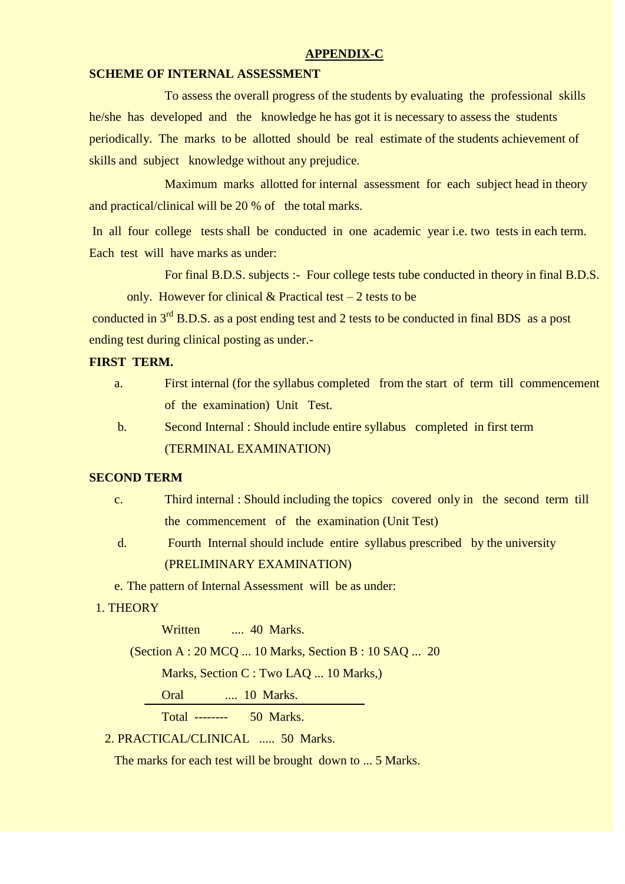## APPENDIX-C

**SCHEME OF INTERNAL ASSESSMENT**

To assess the overall progress of the students by evaluating the professional skills he/she has developed and the knowledge he has got it is necessary to assess the students periodically. The marks to be allotted should be real estimate of the students achievement of skills and subject knowledge without any prejudice.

Maximum marks allotted for internal assessment for each subject head in theory and practical/clinical will be 20 % of the total marks.

In all four college tests shall be conducted in one academic year i.e. two tests in each term. Each test will have marks as under:

For final B.D.S. subjects :- Four college tests tube conducted in theory in final B.D.S. only. However for clinical & Practical test – 2 tests to be conducted in 3rd B.D.S. as a post ending test and 2 tests to be conducted in final BDS as a post ending test during clinical posting as under.-

**FIRST TERM.**

a. First internal (for the syllabus completed from the start of term till commencement of the examination) Unit Test.

b. Second Internal : Should include entire syllabus completed in first term (TERMINAL EXAMINATION)

**SECOND TERM**

c. Third internal : Should including the topics covered only in the second term till the commencement of the examination (Unit Test)

d. Fourth Internal should include entire syllabus prescribed by the university (PRELIMINARY EXAMINATION)

e. The pattern of Internal Assessment will be as under:

1. THEORY

Written .... 40 Marks.

(Section A : 20 MCQ ... 10 Marks, Section B : 10 SAQ ... 20 Marks, Section C : Two LAQ ... 10 Marks,)

Oral .... 10 Marks.

Total -------- 50 Marks.

2. PRACTICAL/CLINICAL ..... 50 Marks.

The marks for each test will be brought down to ... 5 Marks.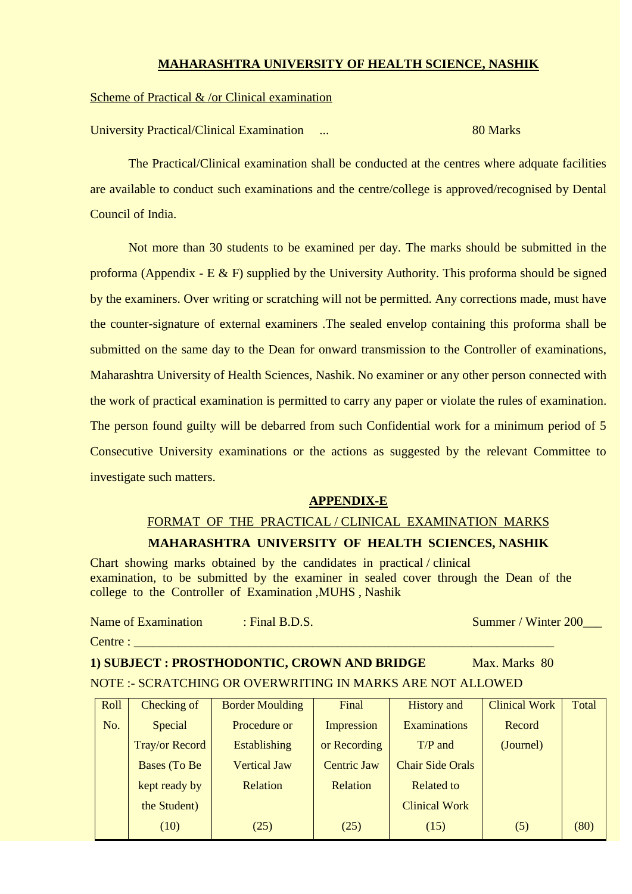## MAHARASHTRA UNIVERSITY OF HEALTH SCIENCE, NASHIK

Scheme of Practical & /or Clinical examination

University Practical/Clinical Examination ... 80 Marks

The Practical/Clinical examination shall be conducted at the centres where adquate facilities are available to conduct such examinations and the centre/college is approved/recognised by Dental Council of India.

Not more than 30 students to be examined per day. The marks should be submitted in the proforma (Appendix - E & F) supplied by the University Authority. This proforma should be signed by the examiners. Over writing or scratching will not be permitted. Any corrections made, must have the counter-signature of external examiners .The sealed envelop containing this proforma shall be submitted on the same day to the Dean for onward transmission to the Controller of examinations, Maharashtra University of Health Sciences, Nashik. No examiner or any other person connected with the work of practical examination is permitted to carry any paper or violate the rules of examination. The person found guilty will be debarred from such Confidential work for a minimum period of 5 Consecutive University examinations or the actions as suggested by the relevant Committee to investigate such matters.

### APPENDIX-E

FORMAT OF THE PRACTICAL / CLINICAL EXAMINATION MARKS

**MAHARASHTRA UNIVERSITY OF HEALTH SCIENCES, NASHIK**

Chart showing marks obtained by the candidates in practical / clinical examination, to be submitted by the examiner in sealed cover through the Dean of the college to the Controller of Examination ,MUHS , Nashik

Name of Examination : Final B.D.S. Summer / Winter 200___

Centre : ___________________________________________________________________

**1) SUBJECT : PROSTHODONTIC, CROWN AND BRIDGE** Max. Marks 80

NOTE :- SCRATCHING OR OVERWRITING IN MARKS ARE NOT ALLOWED

| Roll No. | Checking of Special Tray/or Record Bases (To Be kept ready by the Student) (10) | Border Moulding Procedure or Establishing Vertical Jaw Relation (25) | Final Impression or Recording Centric Jaw Relation (25) | History and Examinations T/P and Chair Side Orals Related to Clinical Work (15) | Clinical Work Record (Journel) (5) | Total (80) |
|---|---|---|---|---|---|---|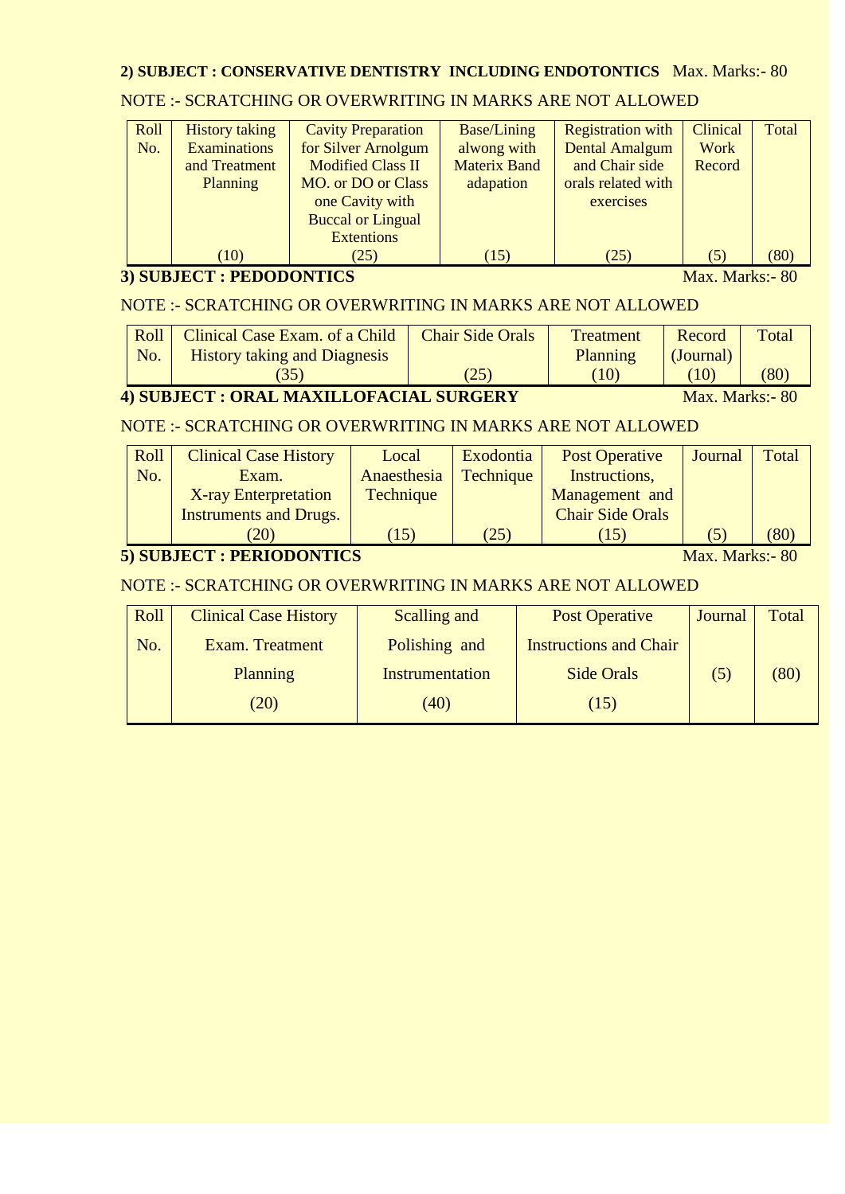**2) SUBJECT : CONSERVATIVE DENTISTRY INCLUDING ENDOTONTICS** Max. Marks:- 80

NOTE :- SCRATCHING OR OVERWRITING IN MARKS ARE NOT ALLOWED

| Roll No. | History taking Examinations and Treatment Planning | Cavity Preparation for Silver Arnolgum Modified Class II MO. or DO or Class one Cavity with Buccal or Lingual Extentions | Base/Lining alwong with Materix Band adapation | Registration with Dental Amalgum and Chair side orals related with exercises | Clinical Work Record | Total |
|---|---|---|---|---|---|---|
| | (10) | (25) | (15) | (25) | (5) | (80) |

**3) SUBJECT : PEDODONTICS** Max. Marks:- 80

NOTE :- SCRATCHING OR OVERWRITING IN MARKS ARE NOT ALLOWED

| Roll No. | Clinical Case Exam. of a Child History taking and Diagnosis | Chair Side Orals | Treatment Planning | Record (Journal) | Total |
|---|---|---|---|---|---|
| | (35) | (25) | (10) | (10) | (80) |

**4) SUBJECT : ORAL MAXILLOFACIAL SURGERY** Max. Marks:- 80

NOTE :- SCRATCHING OR OVERWRITING IN MARKS ARE NOT ALLOWED

| Roll No. | Clinical Case History Exam. X-ray Enterpretation Instruments and Drugs. | Local Anaesthesia Technique | Exodontia Technique | Post Operative Instructions, Management and Chair Side Orals | Journal | Total |
|---|---|---|---|---|---|---|
| | (20) | (15) | (25) | (15) | (5) | (80) |

**5) SUBJECT : PERIODONTICS** Max. Marks:- 80

NOTE :- SCRATCHING OR OVERWRITING IN MARKS ARE NOT ALLOWED

| Roll No. | Clinical Case History Exam. Treatment Planning | Scalling and Polishing and Instrumentation | Post Operative Instructions and Chair Side Orals | Journal | Total |
|---|---|---|---|---|---|
| | (20) | (40) | (15) | (5) | (80) |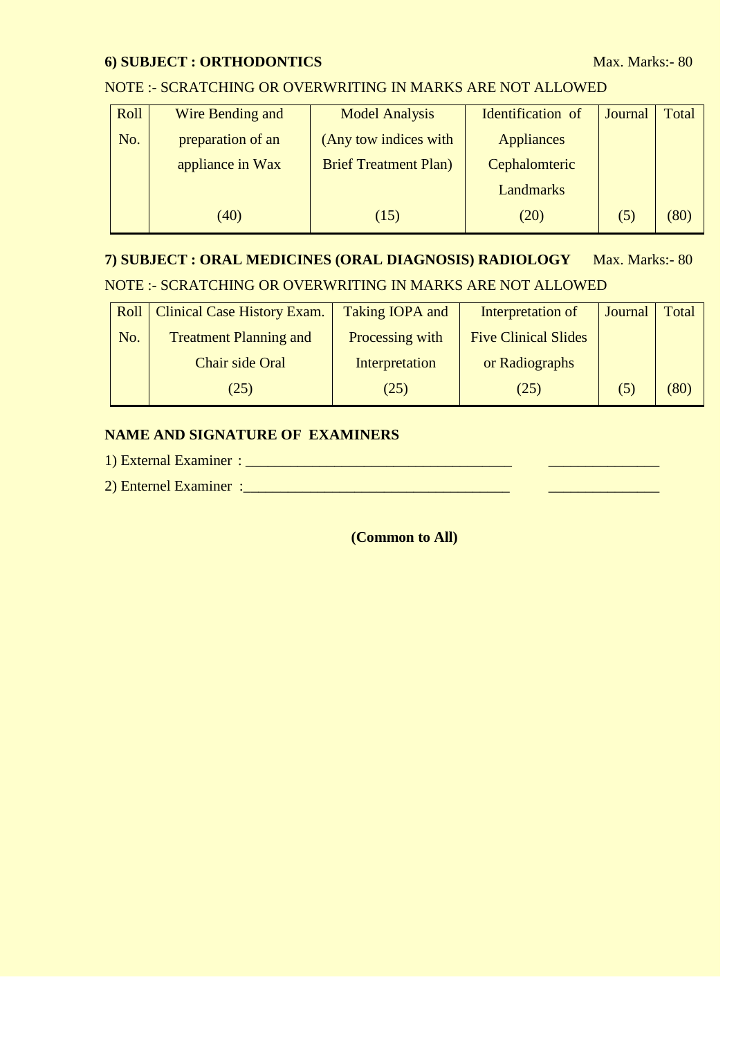**6) SUBJECT : ORTHODONTICS** Max. Marks:- 80

NOTE :- SCRATCHING OR OVERWRITING IN MARKS ARE NOT ALLOWED

| Roll No. | Wire Bending and preparation of an appliance in Wax (40) | Model Analysis (Any tow indices with Brief Treatment Plan) (15) | Identification of Appliances Cephalomteric Landmarks (20) | Journal (5) | Total (80) |
|---|---|---|---|---|---|
| | | | | | |

**7) SUBJECT : ORAL MEDICINES (ORAL DIAGNOSIS) RADIOLOGY** Max. Marks:- 80

NOTE :- SCRATCHING OR OVERWRITING IN MARKS ARE NOT ALLOWED

| Roll No. | Clinical Case History Exam. Treatment Planning and Chair side Oral (25) | Taking IOPA and Processing with Interpretation (25) | Interpretation of Five Clinical Slides or Radiographs (25) | Journal (5) | Total (80) |
|---|---|---|---|---|---|
| | | | | | |

**NAME AND SIGNATURE OF EXAMINERS**

1) External Examiner : ___________________________________ _______________

2) Enternel Examiner :___________________________________ _______________

**(Common to All)**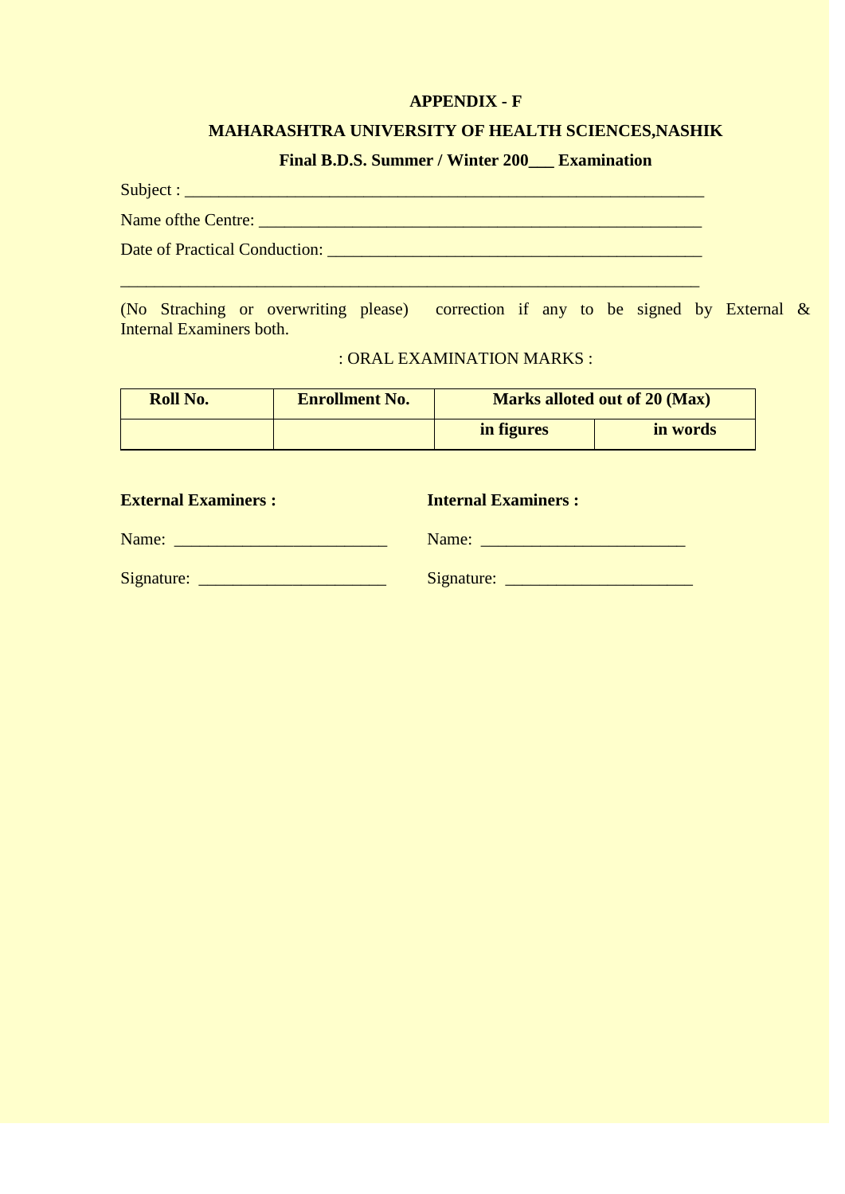**APPENDIX - F**

**MAHARASHTRA UNIVERSITY OF HEALTH SCIENCES,NASHIK**

**Final B.D.S. Summer / Winter 200___ Examination**

Subject : ______________________________________________________________

Name ofthe Centre: ______________________________________________________

Date of Practical Conduction: ____________________________________________

_______________________________________________________________________

(No Straching or overwriting please) correction if any to be signed by External & Internal Examiners both.

: ORAL EXAMINATION MARKS :

| Roll No. | Enrollment No. | Marks alloted out of 20 (Max) | |
|---|---|---|---|
| | | in figures | in words |

**External Examiners :**

Name: ________________________

Signature: _____________________

**Internal Examiners :**

Name: _______________________

Signature: _____________________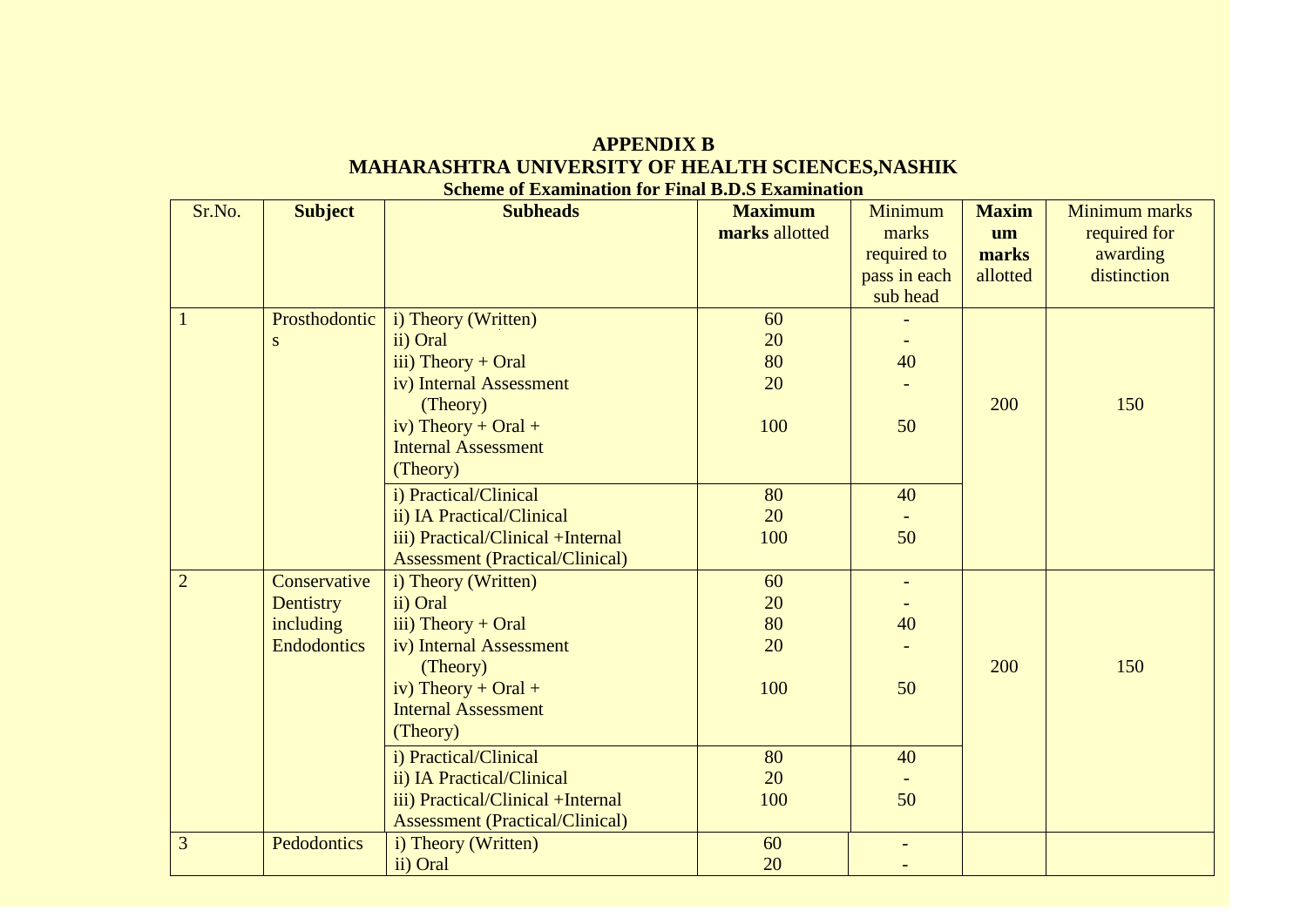**APPENDIX B**

**MAHARASHTRA UNIVERSITY OF HEALTH SCIENCES,NASHIK**

**Scheme of Examination for Final B.D.S Examination**

| Sr.No. | Subject | Subheads | **Maximum marks** allotted | Minimum marks required to pass in each sub head | **Maximum marks** allotted | Minimum marks required for awarding distinction |
|---|---|---|---|---|---|---|
| 1 | Prosthodontics | i) Theory (Written) | 60 | - | 200 | 150 |
| | | ii) Oral | 20 | - | | |
| | | iii) Theory + Oral | 80 | 40 | | |
| | | iv) Internal Assessment (Theory) | 20 | - | | |
| | | iv) Theory + Oral + Internal Assessment (Theory) | 100 | 50 | | |
| | | i) Practical/Clinical | 80 | 40 | | |
| | | ii) IA Practical/Clinical | 20 | - | | |
| | | iii) Practical/Clinical +Internal Assessment (Practical/Clinical) | 100 | 50 | | |
| 2 | Conservative Dentistry including Endodontics | i) Theory (Written) | 60 | - | 200 | 150 |
| | | ii) Oral | 20 | - | | |
| | | iii) Theory + Oral | 80 | 40 | | |
| | | iv) Internal Assessment (Theory) | 20 | - | | |
| | | iv) Theory + Oral + Internal Assessment (Theory) | 100 | 50 | | |
| | | i) Practical/Clinical | 80 | 40 | | |
| | | ii) IA Practical/Clinical | 20 | - | | |
| | | iii) Practical/Clinical +Internal Assessment (Practical/Clinical) | 100 | 50 | | |
| 3 | Pedodontics | i) Theory (Written) | 60 | - | | |
| | | ii) Oral | 20 | - | | |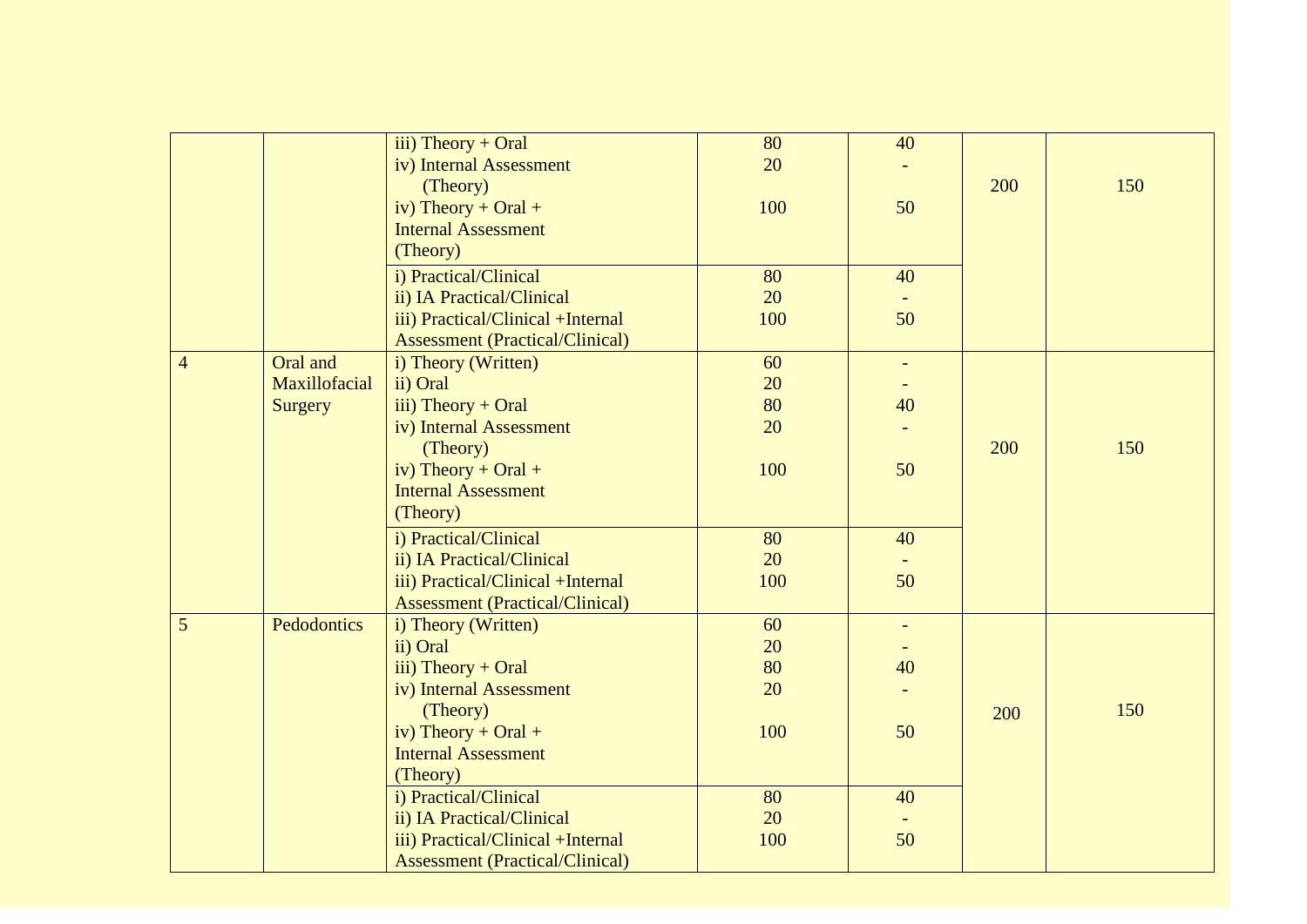| | | | | | | |
|---|---|---|---|---|---|---|
| | | iii) Theory + Oral<br>iv) Internal Assessment (Theory)<br>iv) Theory + Oral + Internal Assessment (Theory) | 80<br>20<br><br>100 | 40<br>-<br><br>50 | 200 | 150 |
| | | i) Practical/Clinical<br>ii) IA Practical/Clinical<br>iii) Practical/Clinical +Internal Assessment (Practical/Clinical) | 80<br>20<br>100 | 40<br>-<br>50 | | |
| 4 | Oral and Maxillofacial Surgery | i) Theory (Written)<br>ii) Oral<br>iii) Theory + Oral<br>iv) Internal Assessment (Theory)<br>iv) Theory + Oral + Internal Assessment (Theory) | 60<br>20<br>80<br>20<br><br>100 | -<br>-<br>40<br>-<br><br>50 | 200 | 150 |
| | | i) Practical/Clinical<br>ii) IA Practical/Clinical<br>iii) Practical/Clinical +Internal Assessment (Practical/Clinical) | 80<br>20<br>100 | 40<br>-<br>50 | | |
| 5 | Pedodontics | i) Theory (Written)<br>ii) Oral<br>iii) Theory + Oral<br>iv) Internal Assessment (Theory)<br>iv) Theory + Oral + Internal Assessment (Theory) | 60<br>20<br>80<br>20<br><br>100 | -<br>-<br>40<br>-<br><br>50 | 200 | 150 |
| | | i) Practical/Clinical<br>ii) IA Practical/Clinical<br>iii) Practical/Clinical +Internal Assessment (Practical/Clinical) | 80<br>20<br>100 | 40<br>-<br>50 | | |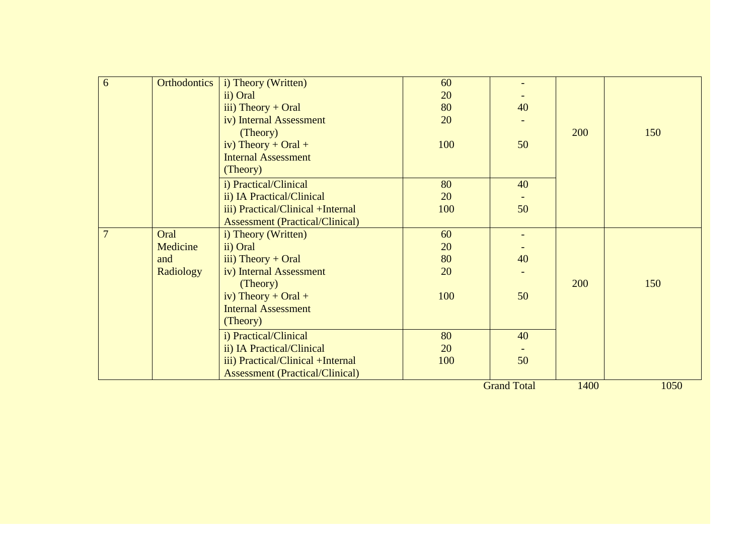| 6 | Orthodontics | i) Theory (Written)<br>ii) Oral<br>iii) Theory + Oral<br>iv) Internal Assessment (Theory)<br>iv) Theory + Oral + Internal Assessment (Theory) | 60<br>20<br>80<br>20<br><br>100 | -<br>-<br>40<br>-<br><br>50 | 200 | 150 |
|---|---|---|---|---|---|---|
| | | i) Practical/Clinical<br>ii) IA Practical/Clinical<br>iii) Practical/Clinical +Internal Assessment (Practical/Clinical) | 80<br>20<br>100 | 40<br>-<br>50 | | |
| 7 | Oral Medicine and Radiology | i) Theory (Written)<br>ii) Oral<br>iii) Theory + Oral<br>iv) Internal Assessment (Theory)<br>iv) Theory + Oral + Internal Assessment (Theory) | 60<br>20<br>80<br>20<br><br>100 | -<br>-<br>40<br>-<br><br>50 | 200 | 150 |
| | | i) Practical/Clinical<br>ii) IA Practical/Clinical<br>iii) Practical/Clinical +Internal Assessment (Practical/Clinical) | 80<br>20<br>100 | 40<br>-<br>50 | | |
| | | | | Grand Total | 1400 | 1050 |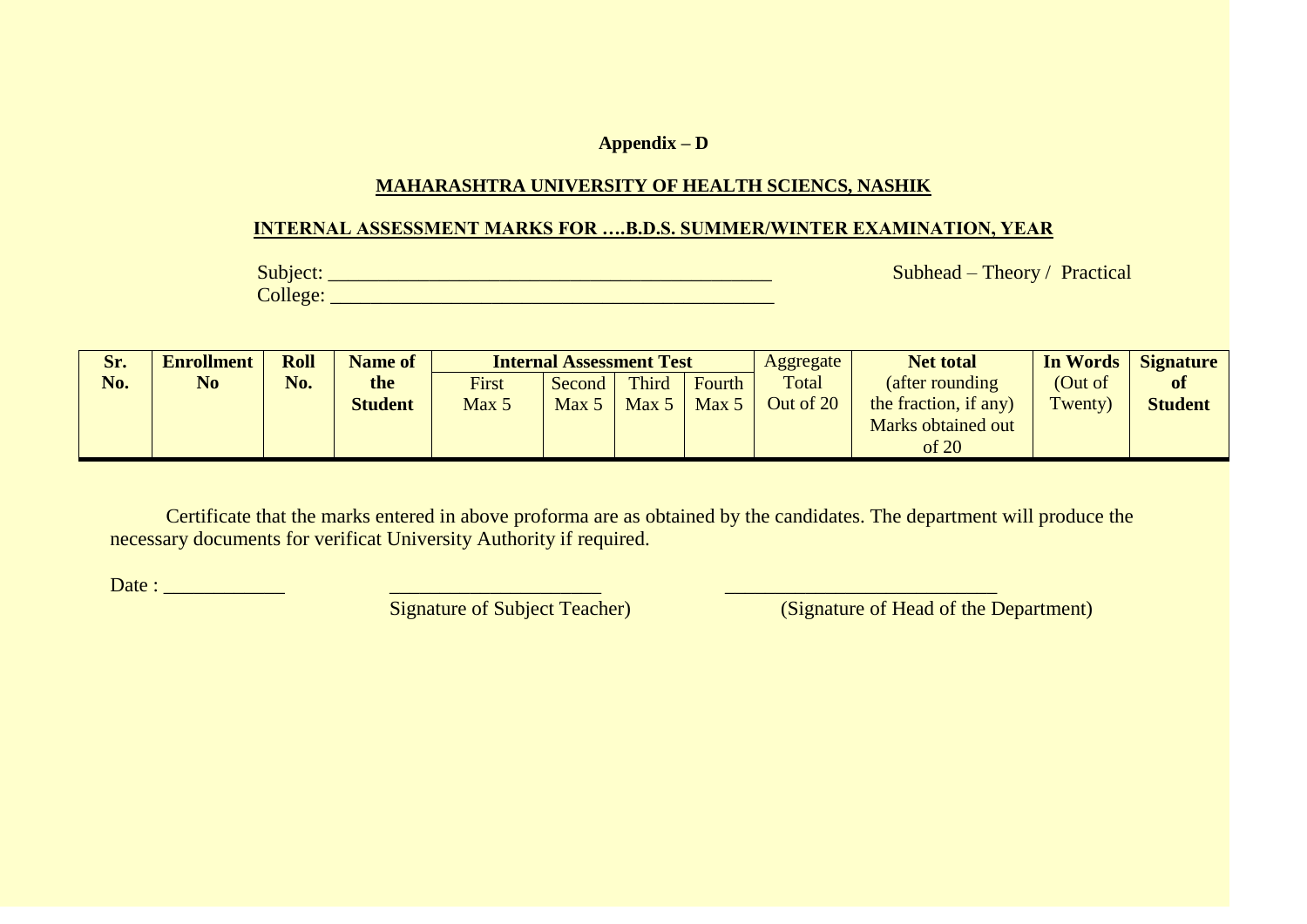**Appendix – D**

**MAHARASHTRA UNIVERSITY OF HEALTH SCIENCS, NASHIK**

**INTERNAL ASSESSMENT MARKS FOR ….B.D.S. SUMMER/WINTER EXAMINATION, YEAR**

Subject: _____________________________________________ Subhead – Theory / Practical

College: _____________________________________________

| **Sr. No.** | **Enrollment No** | **Roll No.** | **Name of the Student** | **Internal Assessment Test** | | | | Aggregate Total Out of 20 | **Net total** (after rounding the fraction, if any) Marks obtained out of 20 | **In Words** (Out of Twenty) | **Signature of Student** |
|---|---|---|---|---|---|---|---|---|---|---|---|
| | | | | First Max 5 | Second Max 5 | Third Max 5 | Fourth Max 5 | | | | |

Certificate that the marks entered in above proforma are as obtained by the candidates. The department will produce the necessary documents for verificat University Authority if required.

Date : ____________ _____________________ ___________________________

Signature of Subject Teacher) (Signature of Head of the Department)